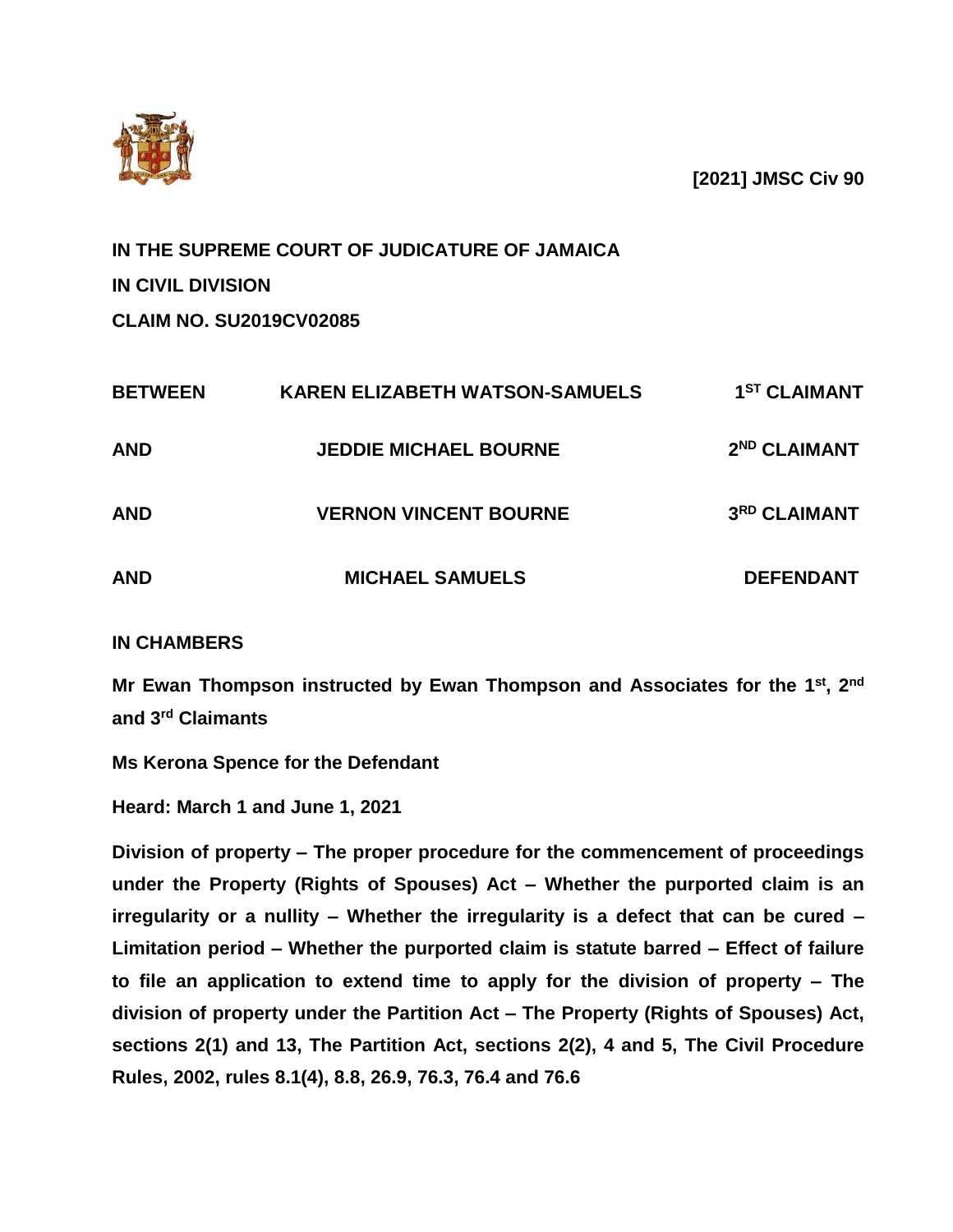**[2021] JMSC Civ 90**

**IN THE SUPREME COURT OF JUDICATURE OF JAMAICA**

**IN CIVIL DIVISION**

**CLAIM NO. SU2019CV02085**

| | | |
|---|---|---|
| **BETWEEN** | **KAREN ELIZABETH WATSON-SAMUELS** | **1ST CLAIMANT** |
| **AND** | **JEDDIE MICHAEL BOURNE** | **2ND CLAIMANT** |
| **AND** | **VERNON VINCENT BOURNE** | **3RD CLAIMANT** |
| **AND** | **MICHAEL SAMUELS** | **DEFENDANT** |

**IN CHAMBERS**

**Mr Ewan Thompson instructed by Ewan Thompson and Associates for the 1st, 2nd and 3rd Claimants**

**Ms Kerona Spence for the Defendant**

**Heard: March 1 and June 1, 2021**

**Division of property – The proper procedure for the commencement of proceedings under the Property (Rights of Spouses) Act – Whether the purported claim is an irregularity or a nullity – Whether the irregularity is a defect that can be cured – Limitation period – Whether the purported claim is statute barred – Effect of failure to file an application to extend time to apply for the division of property – The division of property under the Partition Act – The Property (Rights of Spouses) Act, sections 2(1) and 13, The Partition Act, sections 2(2), 4 and 5, The Civil Procedure Rules, 2002, rules 8.1(4), 8.8, 26.9, 76.3, 76.4 and 76.6**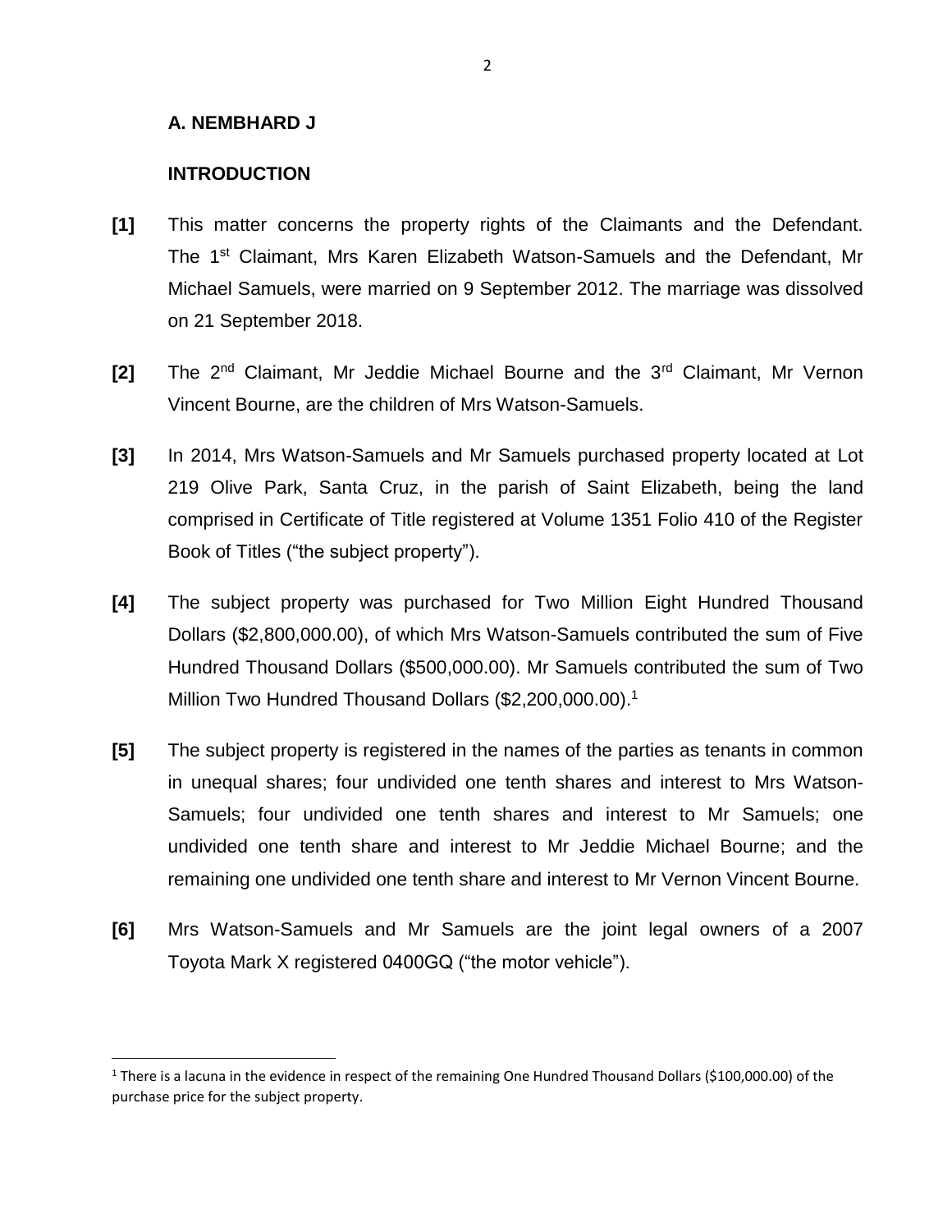**A. NEMBHARD J**

**INTRODUCTION**

**[1]** This matter concerns the property rights of the Claimants and the Defendant. The 1st Claimant, Mrs Karen Elizabeth Watson-Samuels and the Defendant, Mr Michael Samuels, were married on 9 September 2012. The marriage was dissolved on 21 September 2018.

**[2]** The 2nd Claimant, Mr Jeddie Michael Bourne and the 3rd Claimant, Mr Vernon Vincent Bourne, are the children of Mrs Watson-Samuels.

**[3]** In 2014, Mrs Watson-Samuels and Mr Samuels purchased property located at Lot 219 Olive Park, Santa Cruz, in the parish of Saint Elizabeth, being the land comprised in Certificate of Title registered at Volume 1351 Folio 410 of the Register Book of Titles ("the subject property").

**[4]** The subject property was purchased for Two Million Eight Hundred Thousand Dollars ($2,800,000.00), of which Mrs Watson-Samuels contributed the sum of Five Hundred Thousand Dollars ($500,000.00). Mr Samuels contributed the sum of Two Million Two Hundred Thousand Dollars ($2,200,000.00).[1]

**[5]** The subject property is registered in the names of the parties as tenants in common in unequal shares; four undivided one tenth shares and interest to Mrs Watson-Samuels; four undivided one tenth shares and interest to Mr Samuels; one undivided one tenth share and interest to Mr Jeddie Michael Bourne; and the remaining one undivided one tenth share and interest to Mr Vernon Vincent Bourne.

**[6]** Mrs Watson-Samuels and Mr Samuels are the joint legal owners of a 2007 Toyota Mark X registered 0400GQ ("the motor vehicle").

---

[1] There is a lacuna in the evidence in respect of the remaining One Hundred Thousand Dollars ($100,000.00) of the purchase price for the subject property.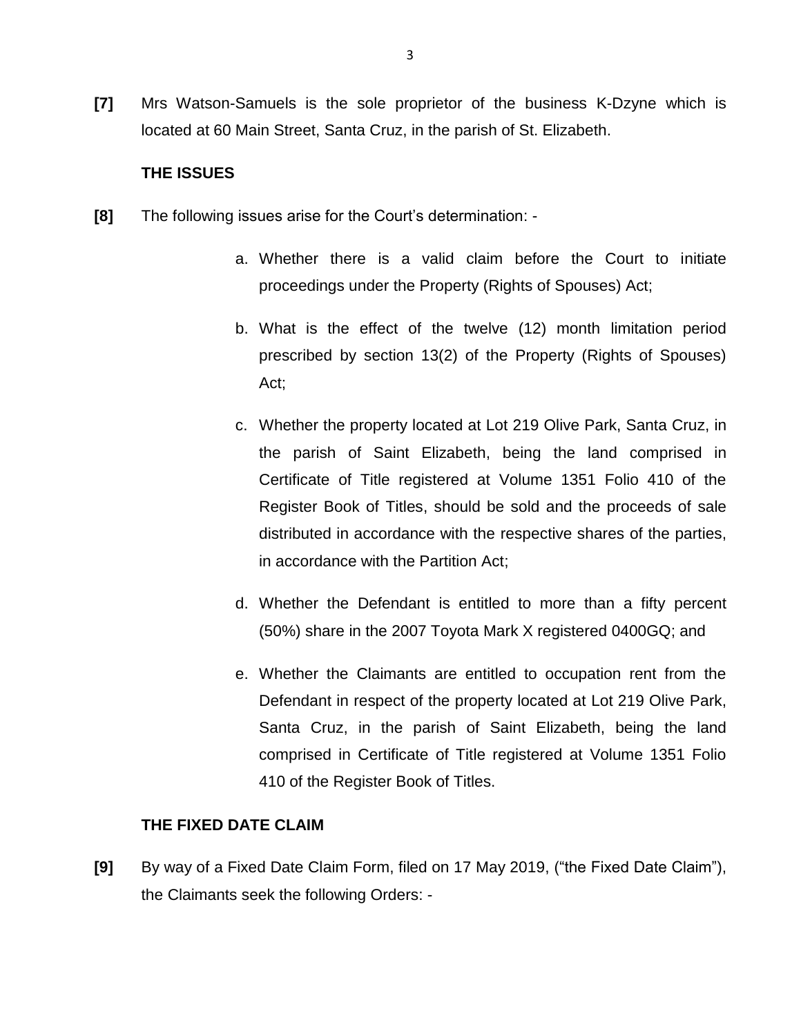**[7]** Mrs Watson-Samuels is the sole proprietor of the business K-Dzyne which is located at 60 Main Street, Santa Cruz, in the parish of St. Elizabeth.

## THE ISSUES

**[8]** The following issues arise for the Court's determination: -

a. Whether there is a valid claim before the Court to initiate proceedings under the Property (Rights of Spouses) Act;

b. What is the effect of the twelve (12) month limitation period prescribed by section 13(2) of the Property (Rights of Spouses) Act;

c. Whether the property located at Lot 219 Olive Park, Santa Cruz, in the parish of Saint Elizabeth, being the land comprised in Certificate of Title registered at Volume 1351 Folio 410 of the Register Book of Titles, should be sold and the proceeds of sale distributed in accordance with the respective shares of the parties, in accordance with the Partition Act;

d. Whether the Defendant is entitled to more than a fifty percent (50%) share in the 2007 Toyota Mark X registered 0400GQ; and

e. Whether the Claimants are entitled to occupation rent from the Defendant in respect of the property located at Lot 219 Olive Park, Santa Cruz, in the parish of Saint Elizabeth, being the land comprised in Certificate of Title registered at Volume 1351 Folio 410 of the Register Book of Titles.

## THE FIXED DATE CLAIM

**[9]** By way of a Fixed Date Claim Form, filed on 17 May 2019, ("the Fixed Date Claim"), the Claimants seek the following Orders: -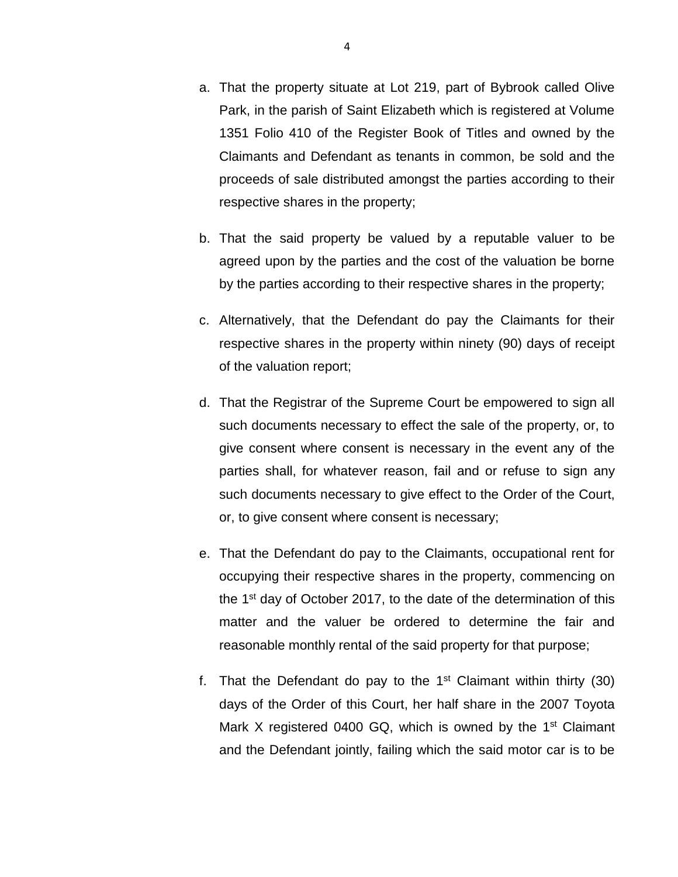a. That the property situate at Lot 219, part of Bybrook called Olive Park, in the parish of Saint Elizabeth which is registered at Volume 1351 Folio 410 of the Register Book of Titles and owned by the Claimants and Defendant as tenants in common, be sold and the proceeds of sale distributed amongst the parties according to their respective shares in the property;

b. That the said property be valued by a reputable valuer to be agreed upon by the parties and the cost of the valuation be borne by the parties according to their respective shares in the property;

c. Alternatively, that the Defendant do pay the Claimants for their respective shares in the property within ninety (90) days of receipt of the valuation report;

d. That the Registrar of the Supreme Court be empowered to sign all such documents necessary to effect the sale of the property, or, to give consent where consent is necessary in the event any of the parties shall, for whatever reason, fail and or refuse to sign any such documents necessary to give effect to the Order of the Court, or, to give consent where consent is necessary;

e. That the Defendant do pay to the Claimants, occupational rent for occupying their respective shares in the property, commencing on the 1st day of October 2017, to the date of the determination of this matter and the valuer be ordered to determine the fair and reasonable monthly rental of the said property for that purpose;

f. That the Defendant do pay to the 1st Claimant within thirty (30) days of the Order of this Court, her half share in the 2007 Toyota Mark X registered 0400 GQ, which is owned by the 1st Claimant and the Defendant jointly, failing which the said motor car is to be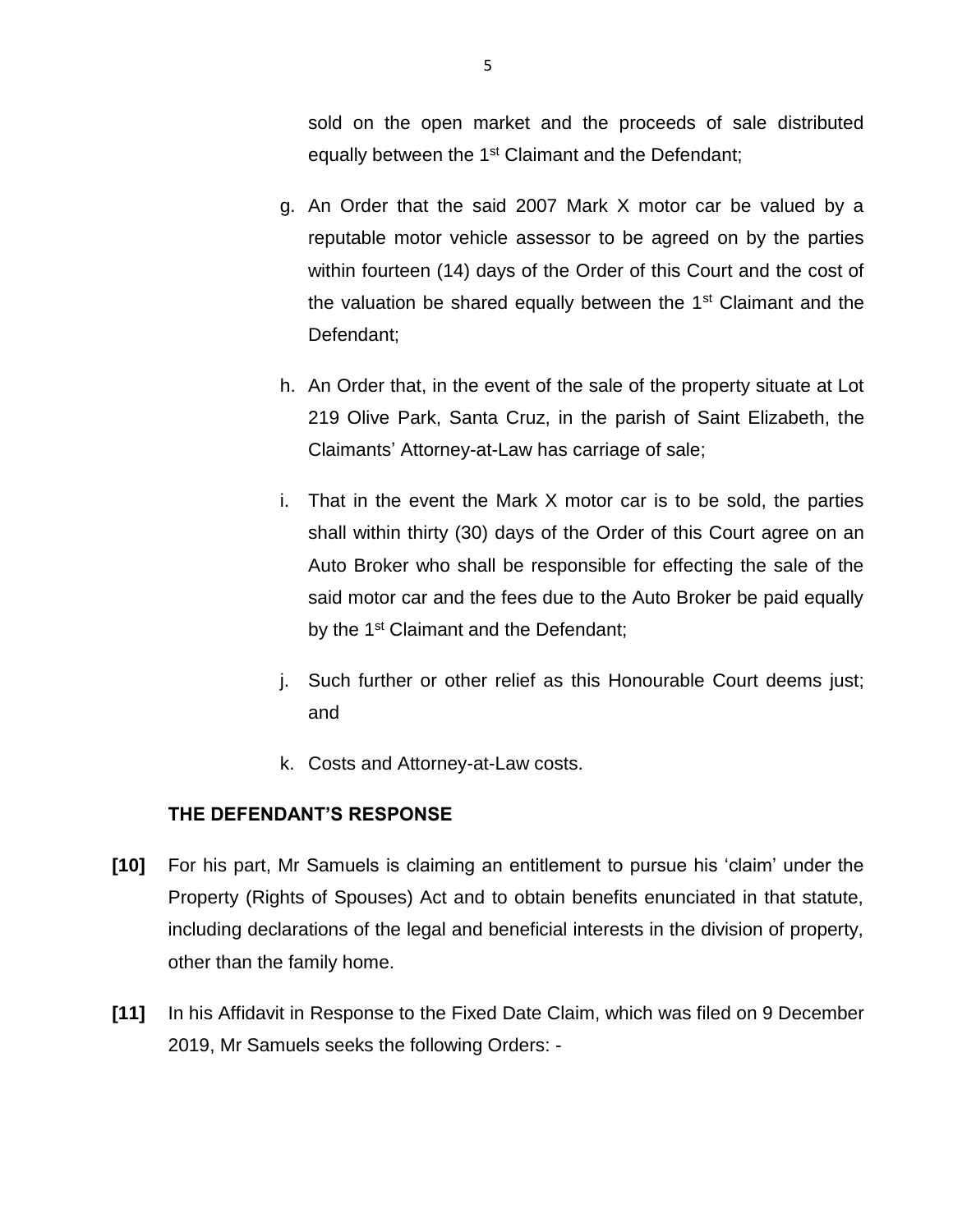sold on the open market and the proceeds of sale distributed equally between the 1st Claimant and the Defendant;

g. An Order that the said 2007 Mark X motor car be valued by a reputable motor vehicle assessor to be agreed on by the parties within fourteen (14) days of the Order of this Court and the cost of the valuation be shared equally between the 1st Claimant and the Defendant;

h. An Order that, in the event of the sale of the property situate at Lot 219 Olive Park, Santa Cruz, in the parish of Saint Elizabeth, the Claimants' Attorney-at-Law has carriage of sale;

i. That in the event the Mark X motor car is to be sold, the parties shall within thirty (30) days of the Order of this Court agree on an Auto Broker who shall be responsible for effecting the sale of the said motor car and the fees due to the Auto Broker be paid equally by the 1st Claimant and the Defendant;

j. Such further or other relief as this Honourable Court deems just; and

k. Costs and Attorney-at-Law costs.

**THE DEFENDANT'S RESPONSE**

**[10]** For his part, Mr Samuels is claiming an entitlement to pursue his 'claim' under the Property (Rights of Spouses) Act and to obtain benefits enunciated in that statute, including declarations of the legal and beneficial interests in the division of property, other than the family home.

**[11]** In his Affidavit in Response to the Fixed Date Claim, which was filed on 9 December 2019, Mr Samuels seeks the following Orders: -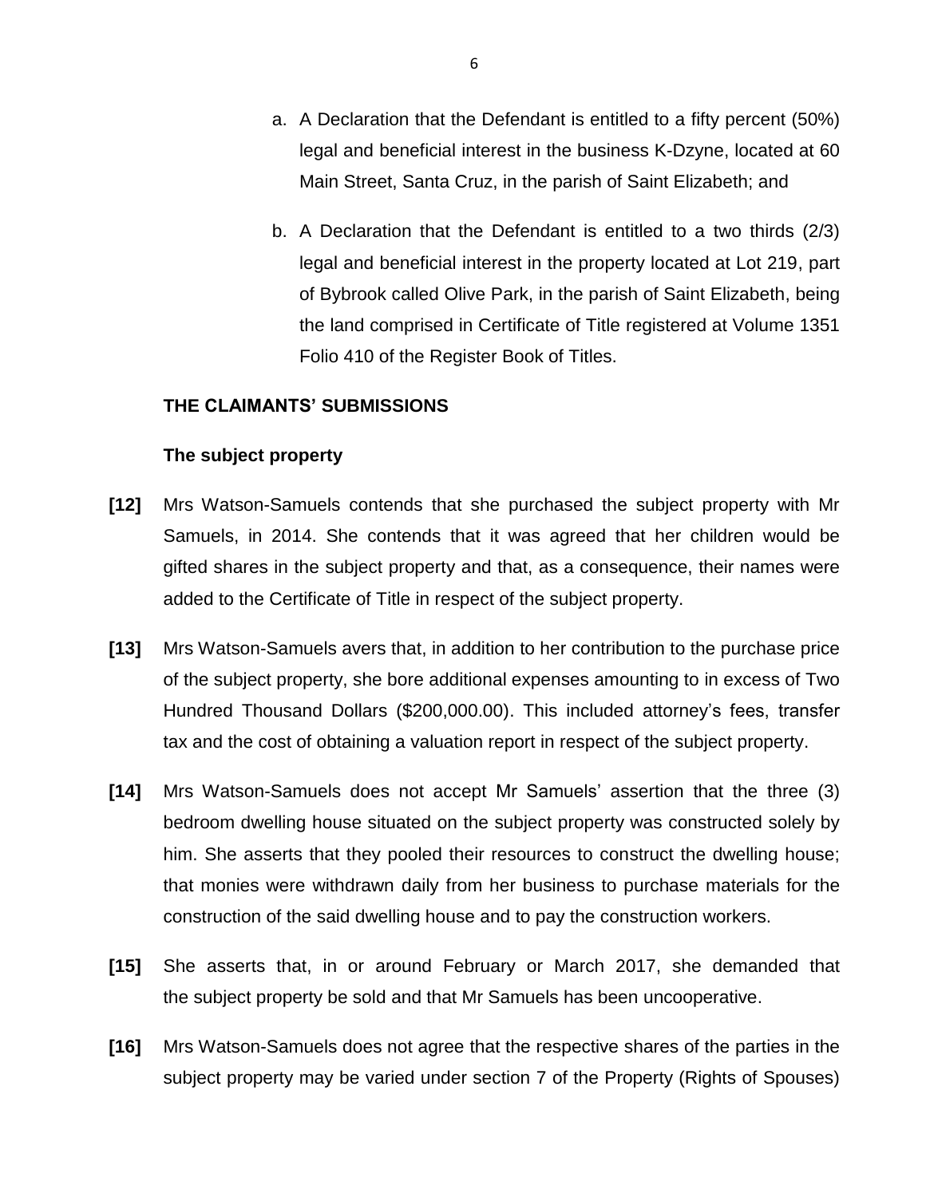a. A Declaration that the Defendant is entitled to a fifty percent (50%) legal and beneficial interest in the business K-Dzyne, located at 60 Main Street, Santa Cruz, in the parish of Saint Elizabeth; and

b. A Declaration that the Defendant is entitled to a two thirds (2/3) legal and beneficial interest in the property located at Lot 219, part of Bybrook called Olive Park, in the parish of Saint Elizabeth, being the land comprised in Certificate of Title registered at Volume 1351 Folio 410 of the Register Book of Titles.

**THE CLAIMANTS' SUBMISSIONS**

**The subject property**

**[12]** Mrs Watson-Samuels contends that she purchased the subject property with Mr Samuels, in 2014. She contends that it was agreed that her children would be gifted shares in the subject property and that, as a consequence, their names were added to the Certificate of Title in respect of the subject property.

**[13]** Mrs Watson-Samuels avers that, in addition to her contribution to the purchase price of the subject property, she bore additional expenses amounting to in excess of Two Hundred Thousand Dollars ($200,000.00). This included attorney's fees, transfer tax and the cost of obtaining a valuation report in respect of the subject property.

**[14]** Mrs Watson-Samuels does not accept Mr Samuels' assertion that the three (3) bedroom dwelling house situated on the subject property was constructed solely by him. She asserts that they pooled their resources to construct the dwelling house; that monies were withdrawn daily from her business to purchase materials for the construction of the said dwelling house and to pay the construction workers.

**[15]** She asserts that, in or around February or March 2017, she demanded that the subject property be sold and that Mr Samuels has been uncooperative.

**[16]** Mrs Watson-Samuels does not agree that the respective shares of the parties in the subject property may be varied under section 7 of the Property (Rights of Spouses)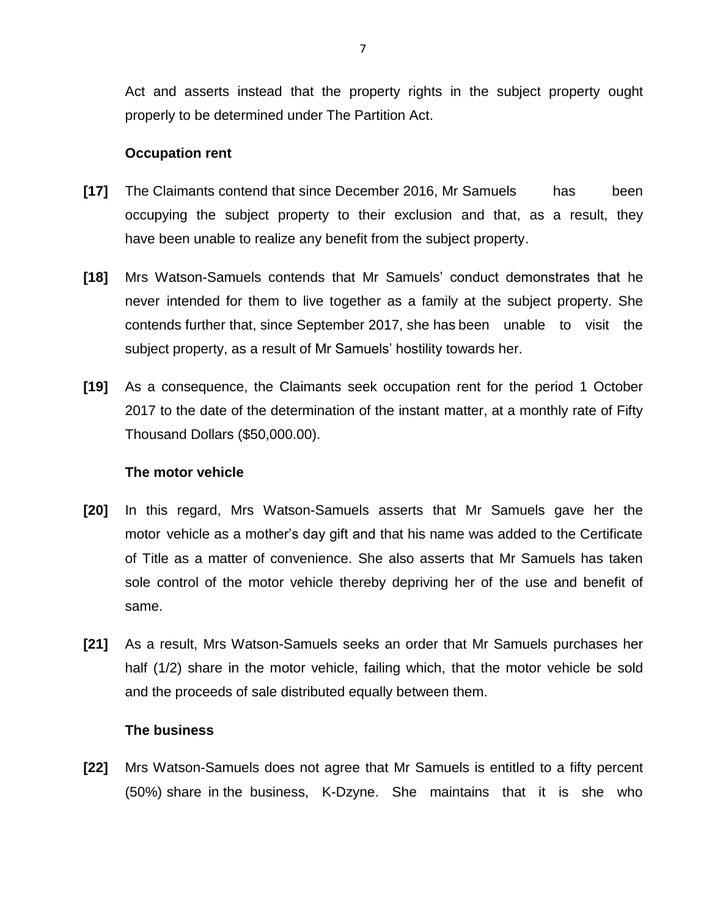Act and asserts instead that the property rights in the subject property ought properly to be determined under The Partition Act.

**Occupation rent**

**[17]** The Claimants contend that since December 2016, Mr Samuels has been occupying the subject property to their exclusion and that, as a result, they have been unable to realize any benefit from the subject property.

**[18]** Mrs Watson-Samuels contends that Mr Samuels' conduct demonstrates that he never intended for them to live together as a family at the subject property. She contends further that, since September 2017, she has been unable to visit the subject property, as a result of Mr Samuels' hostility towards her.

**[19]** As a consequence, the Claimants seek occupation rent for the period 1 October 2017 to the date of the determination of the instant matter, at a monthly rate of Fifty Thousand Dollars ($50,000.00).

**The motor vehicle**

**[20]** In this regard, Mrs Watson-Samuels asserts that Mr Samuels gave her the motor vehicle as a mother's day gift and that his name was added to the Certificate of Title as a matter of convenience. She also asserts that Mr Samuels has taken sole control of the motor vehicle thereby depriving her of the use and benefit of same.

**[21]** As a result, Mrs Watson-Samuels seeks an order that Mr Samuels purchases her half (1/2) share in the motor vehicle, failing which, that the motor vehicle be sold and the proceeds of sale distributed equally between them.

**The business**

**[22]** Mrs Watson-Samuels does not agree that Mr Samuels is entitled to a fifty percent (50%) share in the business, K-Dzyne. She maintains that it is she who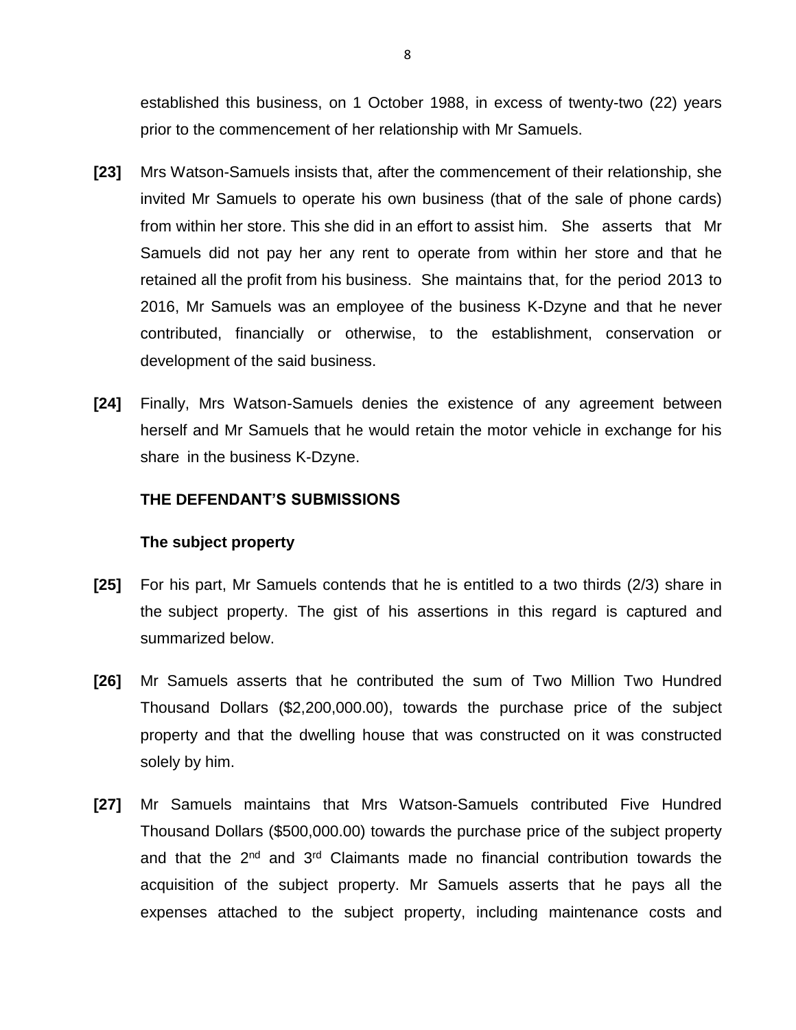established this business, on 1 October 1988, in excess of twenty-two (22) years prior to the commencement of her relationship with Mr Samuels.

**[23]** Mrs Watson-Samuels insists that, after the commencement of their relationship, she invited Mr Samuels to operate his own business (that of the sale of phone cards) from within her store. This she did in an effort to assist him. She asserts that Mr Samuels did not pay her any rent to operate from within her store and that he retained all the profit from his business. She maintains that, for the period 2013 to 2016, Mr Samuels was an employee of the business K-Dzyne and that he never contributed, financially or otherwise, to the establishment, conservation or development of the said business.

**[24]** Finally, Mrs Watson-Samuels denies the existence of any agreement between herself and Mr Samuels that he would retain the motor vehicle in exchange for his share in the business K-Dzyne.

**THE DEFENDANT'S SUBMISSIONS**

**The subject property**

**[25]** For his part, Mr Samuels contends that he is entitled to a two thirds (2/3) share in the subject property. The gist of his assertions in this regard is captured and summarized below.

**[26]** Mr Samuels asserts that he contributed the sum of Two Million Two Hundred Thousand Dollars ($2,200,000.00), towards the purchase price of the subject property and that the dwelling house that was constructed on it was constructed solely by him.

**[27]** Mr Samuels maintains that Mrs Watson-Samuels contributed Five Hundred Thousand Dollars ($500,000.00) towards the purchase price of the subject property and that the 2nd and 3rd Claimants made no financial contribution towards the acquisition of the subject property. Mr Samuels asserts that he pays all the expenses attached to the subject property, including maintenance costs and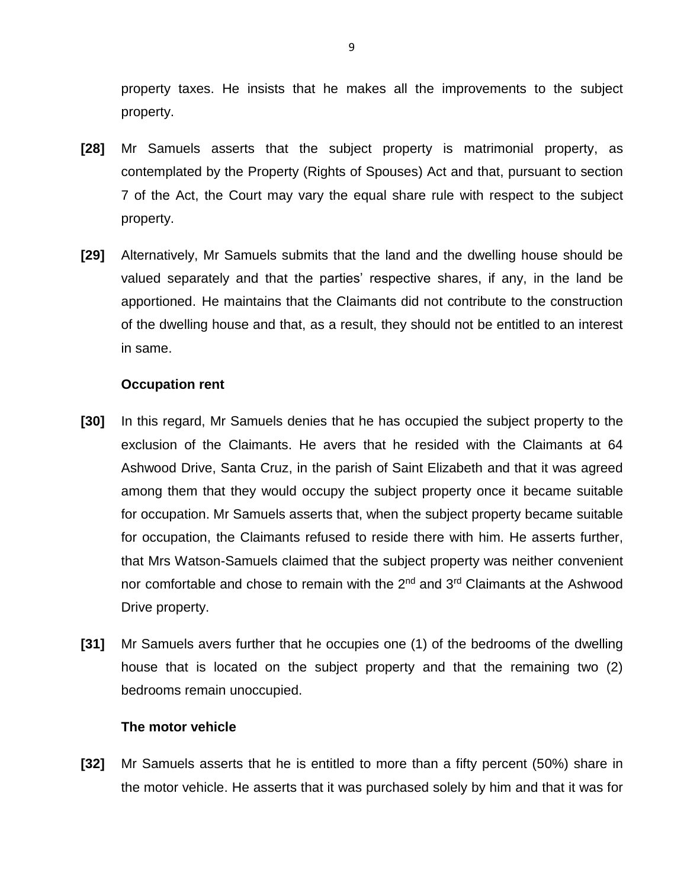property taxes. He insists that he makes all the improvements to the subject property.

**[28]** Mr Samuels asserts that the subject property is matrimonial property, as contemplated by the Property (Rights of Spouses) Act and that, pursuant to section 7 of the Act, the Court may vary the equal share rule with respect to the subject property.

**[29]** Alternatively, Mr Samuels submits that the land and the dwelling house should be valued separately and that the parties' respective shares, if any, in the land be apportioned. He maintains that the Claimants did not contribute to the construction of the dwelling house and that, as a result, they should not be entitled to an interest in same.

**Occupation rent**

**[30]** In this regard, Mr Samuels denies that he has occupied the subject property to the exclusion of the Claimants. He avers that he resided with the Claimants at 64 Ashwood Drive, Santa Cruz, in the parish of Saint Elizabeth and that it was agreed among them that they would occupy the subject property once it became suitable for occupation. Mr Samuels asserts that, when the subject property became suitable for occupation, the Claimants refused to reside there with him. He asserts further, that Mrs Watson-Samuels claimed that the subject property was neither convenient nor comfortable and chose to remain with the 2nd and 3rd Claimants at the Ashwood Drive property.

**[31]** Mr Samuels avers further that he occupies one (1) of the bedrooms of the dwelling house that is located on the subject property and that the remaining two (2) bedrooms remain unoccupied.

**The motor vehicle**

**[32]** Mr Samuels asserts that he is entitled to more than a fifty percent (50%) share in the motor vehicle. He asserts that it was purchased solely by him and that it was for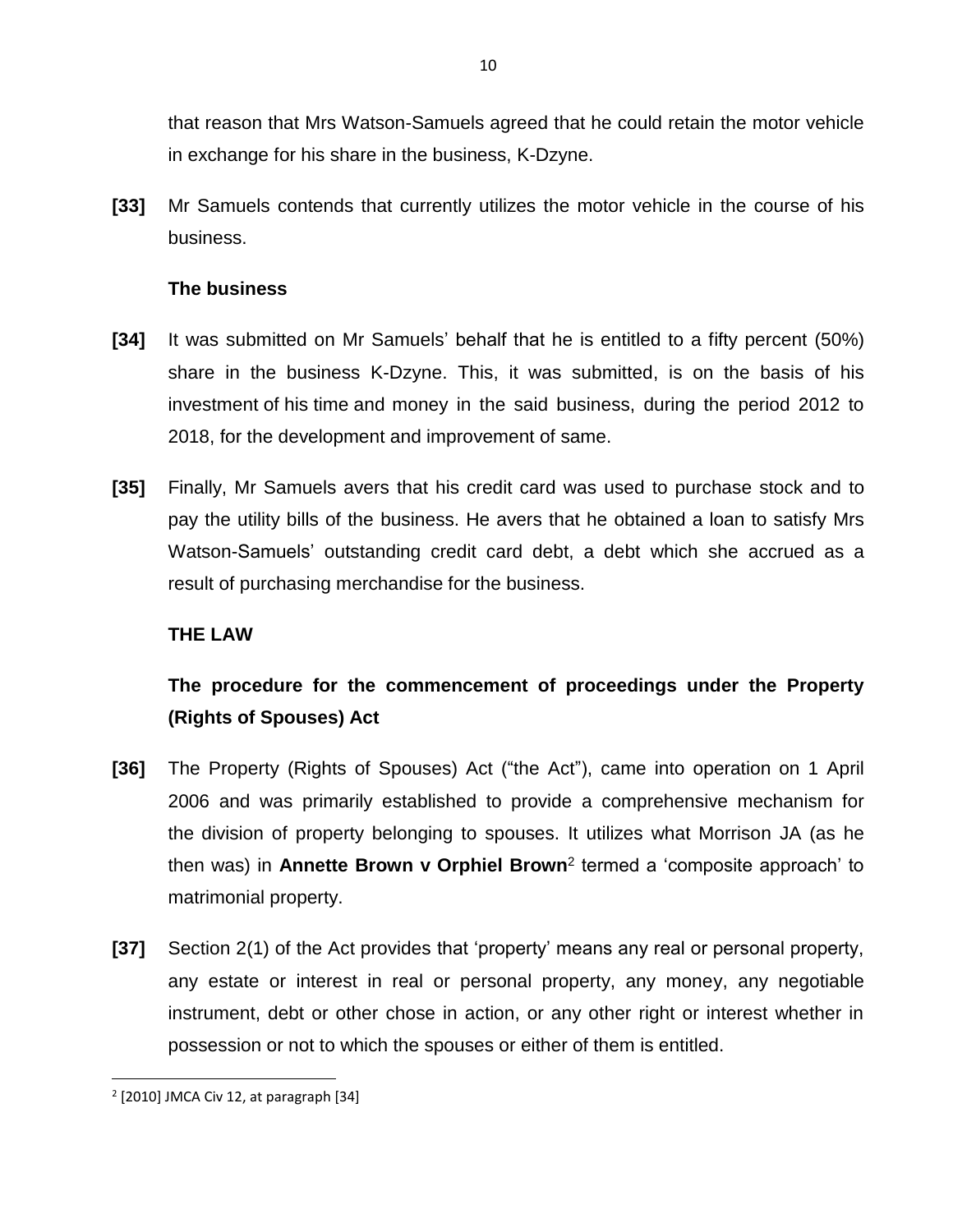that reason that Mrs Watson-Samuels agreed that he could retain the motor vehicle in exchange for his share in the business, K-Dzyne.

**[33]** Mr Samuels contends that currently utilizes the motor vehicle in the course of his business.

**The business**

**[34]** It was submitted on Mr Samuels' behalf that he is entitled to a fifty percent (50%) share in the business K-Dzyne. This, it was submitted, is on the basis of his investment of his time and money in the said business, during the period 2012 to 2018, for the development and improvement of same.

**[35]** Finally, Mr Samuels avers that his credit card was used to purchase stock and to pay the utility bills of the business. He avers that he obtained a loan to satisfy Mrs Watson-Samuels' outstanding credit card debt, a debt which she accrued as a result of purchasing merchandise for the business.

**THE LAW**

**The procedure for the commencement of proceedings under the Property (Rights of Spouses) Act**

**[36]** The Property (Rights of Spouses) Act ("the Act"), came into operation on 1 April 2006 and was primarily established to provide a comprehensive mechanism for the division of property belonging to spouses. It utilizes what Morrison JA (as he then was) in **Annette Brown v Orphiel Brown**[2] termed a 'composite approach' to matrimonial property.

**[37]** Section 2(1) of the Act provides that 'property' means any real or personal property, any estate or interest in real or personal property, any money, any negotiable instrument, debt or other chose in action, or any other right or interest whether in possession or not to which the spouses or either of them is entitled.

---

[2] [2010] JMCA Civ 12, at paragraph [34]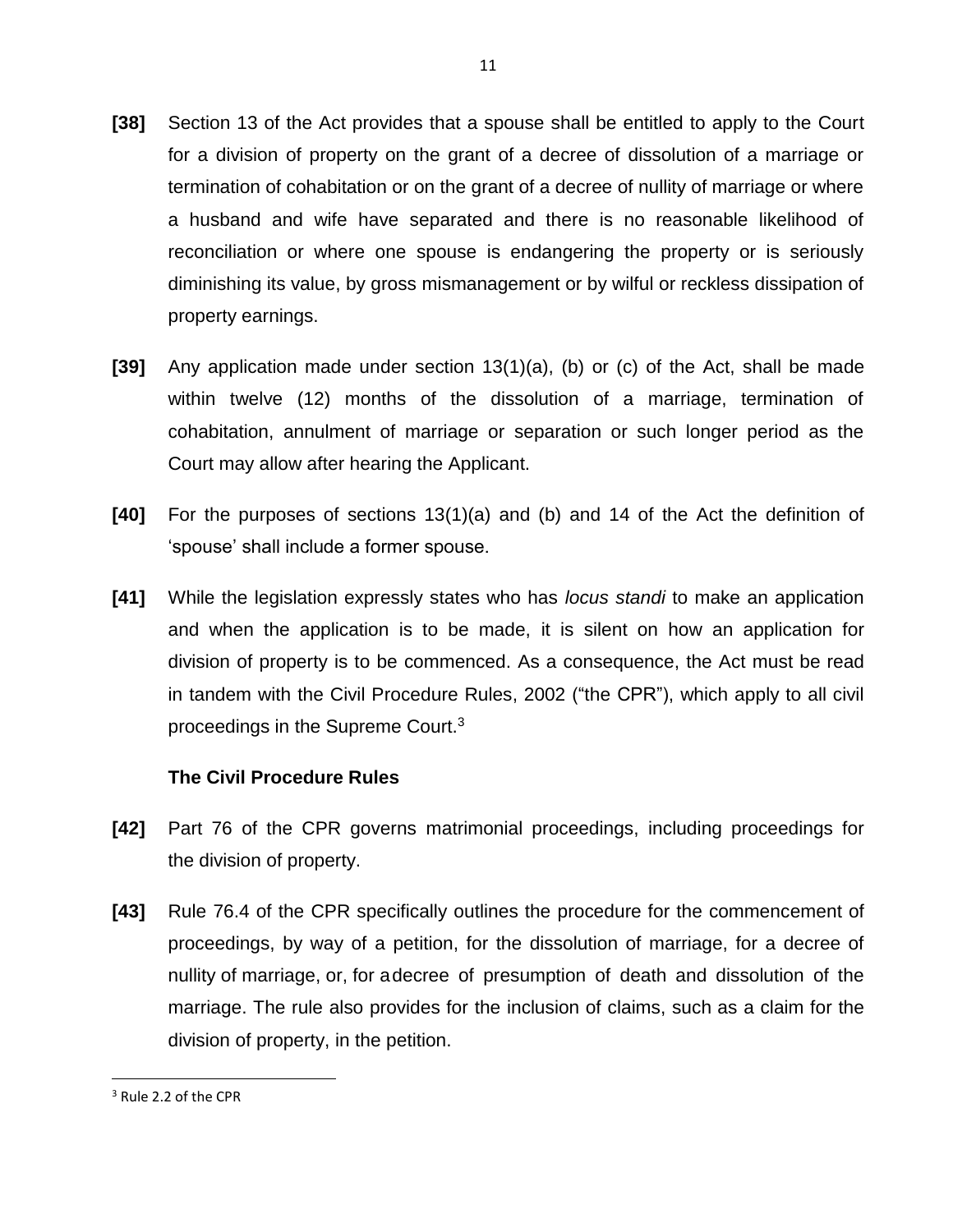**[38]** Section 13 of the Act provides that a spouse shall be entitled to apply to the Court for a division of property on the grant of a decree of dissolution of a marriage or termination of cohabitation or on the grant of a decree of nullity of marriage or where a husband and wife have separated and there is no reasonable likelihood of reconciliation or where one spouse is endangering the property or is seriously diminishing its value, by gross mismanagement or by wilful or reckless dissipation of property earnings.

**[39]** Any application made under section 13(1)(a), (b) or (c) of the Act, shall be made within twelve (12) months of the dissolution of a marriage, termination of cohabitation, annulment of marriage or separation or such longer period as the Court may allow after hearing the Applicant.

**[40]** For the purposes of sections 13(1)(a) and (b) and 14 of the Act the definition of 'spouse' shall include a former spouse.

**[41]** While the legislation expressly states who has *locus standi* to make an application and when the application is to be made, it is silent on how an application for division of property is to be commenced. As a consequence, the Act must be read in tandem with the Civil Procedure Rules, 2002 ("the CPR"), which apply to all civil proceedings in the Supreme Court.[3]

**The Civil Procedure Rules**

**[42]** Part 76 of the CPR governs matrimonial proceedings, including proceedings for the division of property.

**[43]** Rule 76.4 of the CPR specifically outlines the procedure for the commencement of proceedings, by way of a petition, for the dissolution of marriage, for a decree of nullity of marriage, or, for a decree of presumption of death and dissolution of the marriage. The rule also provides for the inclusion of claims, such as a claim for the division of property, in the petition.

[3] Rule 2.2 of the CPR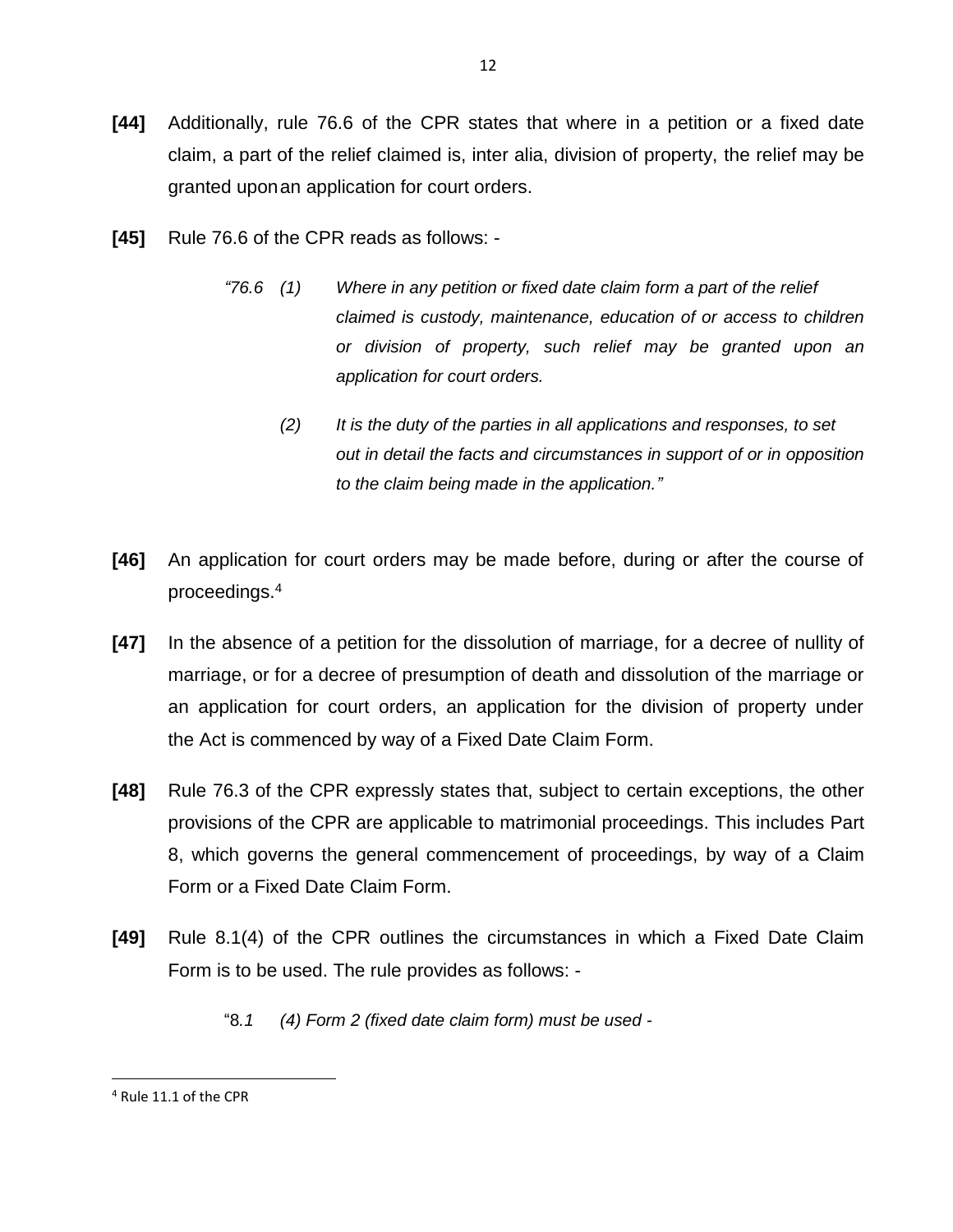**[44]** Additionally, rule 76.6 of the CPR states that where in a petition or a fixed date claim, a part of the relief claimed is, inter alia, division of property, the relief may be granted upon an application for court orders.

**[45]** Rule 76.6 of the CPR reads as follows: -

> *"76.6 (1) Where in any petition or fixed date claim form a part of the relief claimed is custody, maintenance, education of or access to children or division of property, such relief may be granted upon an application for court orders.*
>
> *(2) It is the duty of the parties in all applications and responses, to set out in detail the facts and circumstances in support of or in opposition to the claim being made in the application."*

**[46]** An application for court orders may be made before, during or after the course of proceedings.[4]

**[47]** In the absence of a petition for the dissolution of marriage, for a decree of nullity of marriage, or for a decree of presumption of death and dissolution of the marriage or an application for court orders, an application for the division of property under the Act is commenced by way of a Fixed Date Claim Form.

**[48]** Rule 76.3 of the CPR expressly states that, subject to certain exceptions, the other provisions of the CPR are applicable to matrimonial proceedings. This includes Part 8, which governs the general commencement of proceedings, by way of a Claim Form or a Fixed Date Claim Form.

**[49]** Rule 8.1(4) of the CPR outlines the circumstances in which a Fixed Date Claim Form is to be used. The rule provides as follows: -

> "8.*1 (4) Form 2 (fixed date claim form) must be used* -

---

[4] Rule 11.1 of the CPR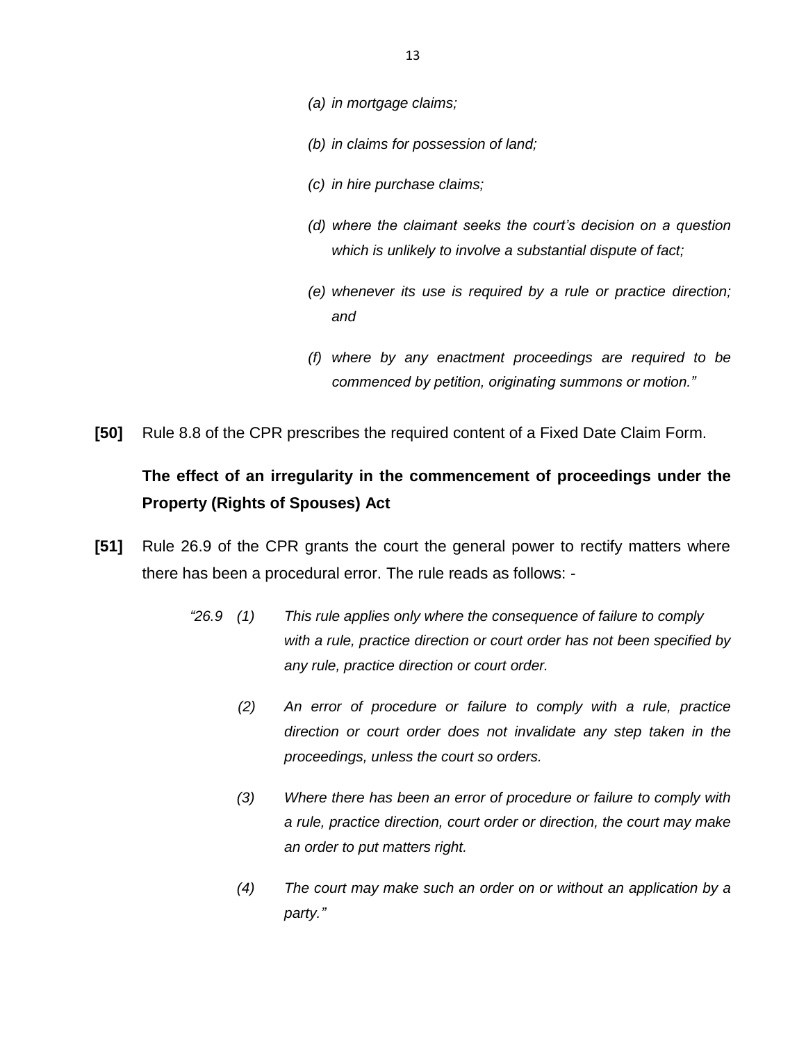*(a) in mortgage claims;*

*(b) in claims for possession of land;*

*(c) in hire purchase claims;*

*(d) where the claimant seeks the court's decision on a question which is unlikely to involve a substantial dispute of fact;*

*(e) whenever its use is required by a rule or practice direction; and*

*(f) where by any enactment proceedings are required to be commenced by petition, originating summons or motion."*

**[50]** Rule 8.8 of the CPR prescribes the required content of a Fixed Date Claim Form.

**The effect of an irregularity in the commencement of proceedings under the Property (Rights of Spouses) Act**

**[51]** Rule 26.9 of the CPR grants the court the general power to rectify matters where there has been a procedural error. The rule reads as follows: -

*"26.9 (1) This rule applies only where the consequence of failure to comply with a rule, practice direction or court order has not been specified by any rule, practice direction or court order.*

*(2) An error of procedure or failure to comply with a rule, practice direction or court order does not invalidate any step taken in the proceedings, unless the court so orders.*

*(3) Where there has been an error of procedure or failure to comply with a rule, practice direction, court order or direction, the court may make an order to put matters right.*

*(4) The court may make such an order on or without an application by a party."*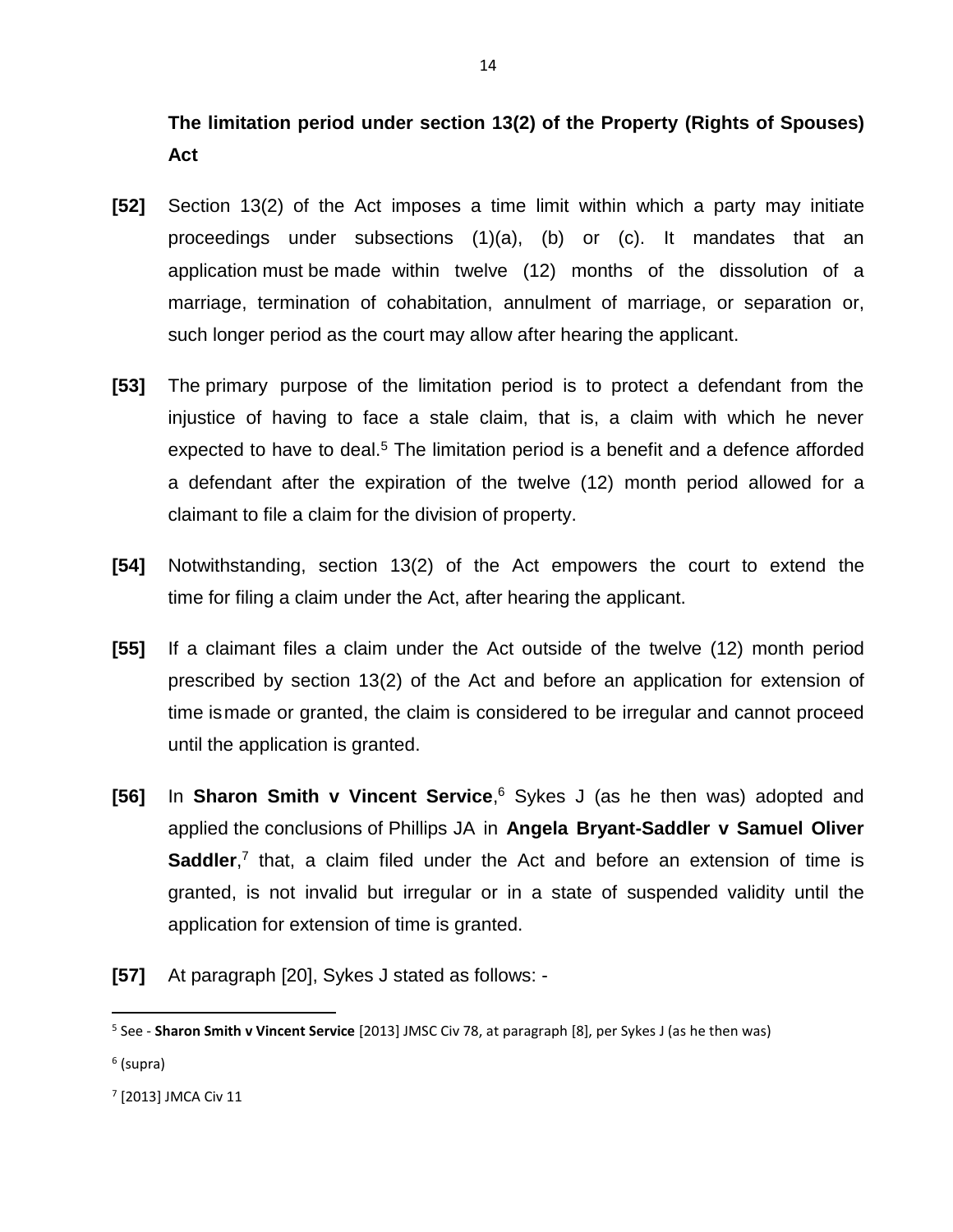**The limitation period under section 13(2) of the Property (Rights of Spouses) Act**

**[52]** Section 13(2) of the Act imposes a time limit within which a party may initiate proceedings under subsections (1)(a), (b) or (c). It mandates that an application must be made within twelve (12) months of the dissolution of a marriage, termination of cohabitation, annulment of marriage, or separation or, such longer period as the court may allow after hearing the applicant.

**[53]** The primary purpose of the limitation period is to protect a defendant from the injustice of having to face a stale claim, that is, a claim with which he never expected to have to deal.[5] The limitation period is a benefit and a defence afforded a defendant after the expiration of the twelve (12) month period allowed for a claimant to file a claim for the division of property.

**[54]** Notwithstanding, section 13(2) of the Act empowers the court to extend the time for filing a claim under the Act, after hearing the applicant.

**[55]** If a claimant files a claim under the Act outside of the twelve (12) month period prescribed by section 13(2) of the Act and before an application for extension of time is made or granted, the claim is considered to be irregular and cannot proceed until the application is granted.

**[56]** In **Sharon Smith v Vincent Service**,[6] Sykes J (as he then was) adopted and applied the conclusions of Phillips JA in **Angela Bryant-Saddler v Samuel Oliver Saddler**,[7] that, a claim filed under the Act and before an extension of time is granted, is not invalid but irregular or in a state of suspended validity until the application for extension of time is granted.

**[57]** At paragraph [20], Sykes J stated as follows: -

---

[5] See - **Sharon Smith v Vincent Service** [2013] JMSC Civ 78, at paragraph [8], per Sykes J (as he then was)

[6] (supra)

[7] [2013] JMCA Civ 11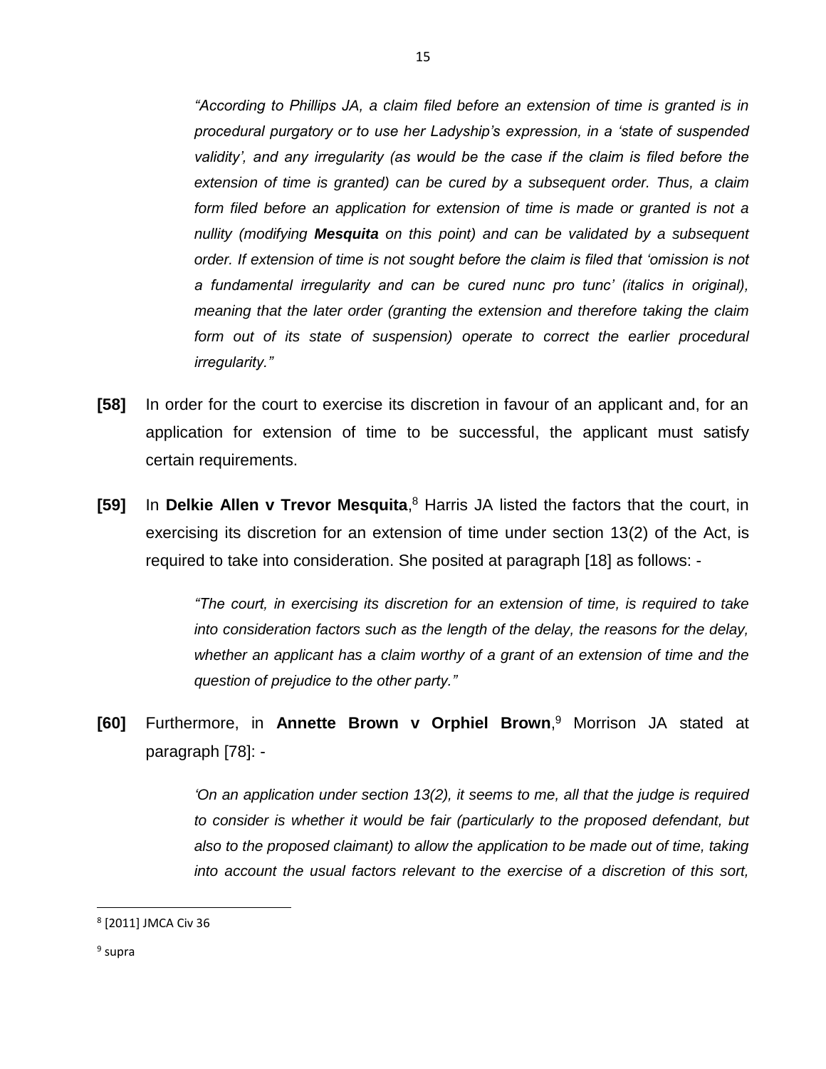*"According to Phillips JA, a claim filed before an extension of time is granted is in procedural purgatory or to use her Ladyship's expression, in a 'state of suspended validity', and any irregularity (as would be the case if the claim is filed before the extension of time is granted) can be cured by a subsequent order. Thus, a claim form filed before an application for extension of time is made or granted is not a nullity (modifying **Mesquita** on this point) and can be validated by a subsequent order. If extension of time is not sought before the claim is filed that 'omission is not a fundamental irregularity and can be cured nunc pro tunc' (italics in original), meaning that the later order (granting the extension and therefore taking the claim form out of its state of suspension) operate to correct the earlier procedural irregularity."*

**[58]** In order for the court to exercise its discretion in favour of an applicant and, for an application for extension of time to be successful, the applicant must satisfy certain requirements.

**[59]** In **Delkie Allen v Trevor Mesquita**,[8] Harris JA listed the factors that the court, in exercising its discretion for an extension of time under section 13(2) of the Act, is required to take into consideration. She posited at paragraph [18] as follows: -

> *"The court, in exercising its discretion for an extension of time, is required to take into consideration factors such as the length of the delay, the reasons for the delay, whether an applicant has a claim worthy of a grant of an extension of time and the question of prejudice to the other party."*

**[60]** Furthermore, in **Annette Brown v Orphiel Brown**,[9] Morrison JA stated at paragraph [78]: -

> *'On an application under section 13(2), it seems to me, all that the judge is required to consider is whether it would be fair (particularly to the proposed defendant, but also to the proposed claimant) to allow the application to be made out of time, taking into account the usual factors relevant to the exercise of a discretion of this sort,*

---

[8] [2011] JMCA Civ 36

[9] supra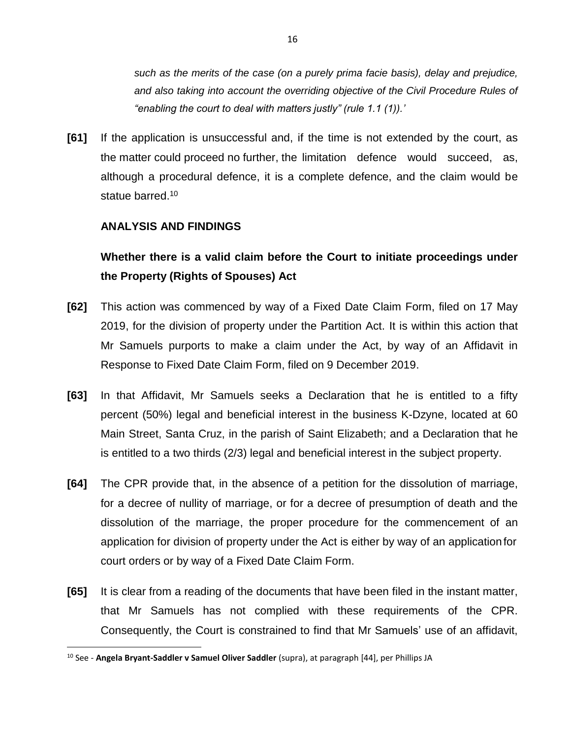*such as the merits of the case (on a purely prima facie basis), delay and prejudice, and also taking into account the overriding objective of the Civil Procedure Rules of "enabling the court to deal with matters justly" (rule 1.1 (1)).'*

**[61]** If the application is unsuccessful and, if the time is not extended by the court, as the matter could proceed no further, the limitation defence would succeed, as, although a procedural defence, it is a complete defence, and the claim would be statue barred.[10]

**ANALYSIS AND FINDINGS**

**Whether there is a valid claim before the Court to initiate proceedings under the Property (Rights of Spouses) Act**

**[62]** This action was commenced by way of a Fixed Date Claim Form, filed on 17 May 2019, for the division of property under the Partition Act. It is within this action that Mr Samuels purports to make a claim under the Act, by way of an Affidavit in Response to Fixed Date Claim Form, filed on 9 December 2019.

**[63]** In that Affidavit, Mr Samuels seeks a Declaration that he is entitled to a fifty percent (50%) legal and beneficial interest in the business K-Dzyne, located at 60 Main Street, Santa Cruz, in the parish of Saint Elizabeth; and a Declaration that he is entitled to a two thirds (2/3) legal and beneficial interest in the subject property.

**[64]** The CPR provide that, in the absence of a petition for the dissolution of marriage, for a decree of nullity of marriage, or for a decree of presumption of death and the dissolution of the marriage, the proper procedure for the commencement of an application for division of property under the Act is either by way of an application for court orders or by way of a Fixed Date Claim Form.

**[65]** It is clear from a reading of the documents that have been filed in the instant matter, that Mr Samuels has not complied with these requirements of the CPR. Consequently, the Court is constrained to find that Mr Samuels' use of an affidavit,

---

[10] See - **Angela Bryant-Saddler v Samuel Oliver Saddler** (supra), at paragraph [44], per Phillips JA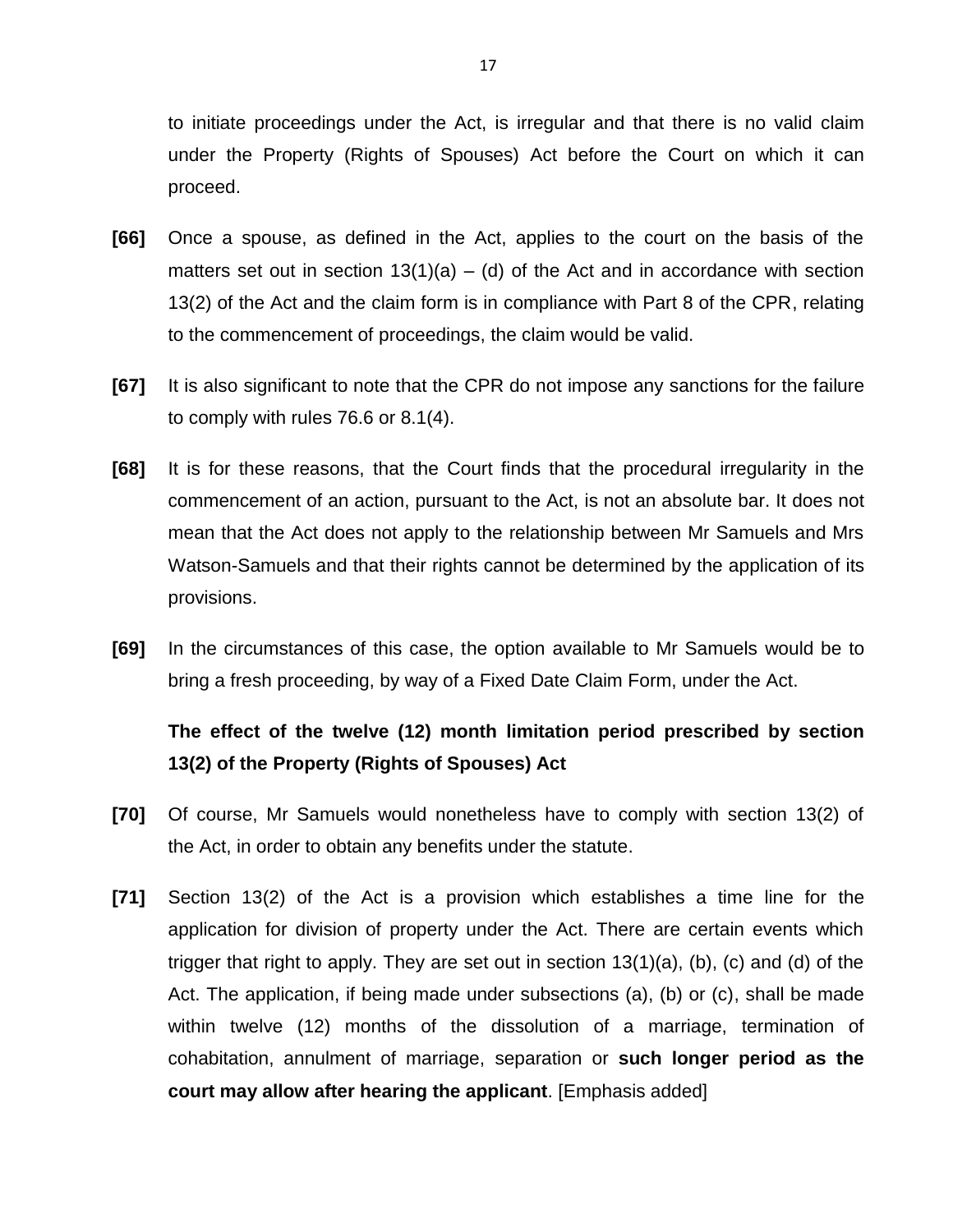to initiate proceedings under the Act, is irregular and that there is no valid claim under the Property (Rights of Spouses) Act before the Court on which it can proceed.

**[66]** Once a spouse, as defined in the Act, applies to the court on the basis of the matters set out in section 13(1)(a) – (d) of the Act and in accordance with section 13(2) of the Act and the claim form is in compliance with Part 8 of the CPR, relating to the commencement of proceedings, the claim would be valid.

**[67]** It is also significant to note that the CPR do not impose any sanctions for the failure to comply with rules 76.6 or 8.1(4).

**[68]** It is for these reasons, that the Court finds that the procedural irregularity in the commencement of an action, pursuant to the Act, is not an absolute bar. It does not mean that the Act does not apply to the relationship between Mr Samuels and Mrs Watson-Samuels and that their rights cannot be determined by the application of its provisions.

**[69]** In the circumstances of this case, the option available to Mr Samuels would be to bring a fresh proceeding, by way of a Fixed Date Claim Form, under the Act.

**The effect of the twelve (12) month limitation period prescribed by section 13(2) of the Property (Rights of Spouses) Act**

**[70]** Of course, Mr Samuels would nonetheless have to comply with section 13(2) of the Act, in order to obtain any benefits under the statute.

**[71]** Section 13(2) of the Act is a provision which establishes a time line for the application for division of property under the Act. There are certain events which trigger that right to apply. They are set out in section 13(1)(a), (b), (c) and (d) of the Act. The application, if being made under subsections (a), (b) or (c), shall be made within twelve (12) months of the dissolution of a marriage, termination of cohabitation, annulment of marriage, separation or **such longer period as the court may allow after hearing the applicant**. [Emphasis added]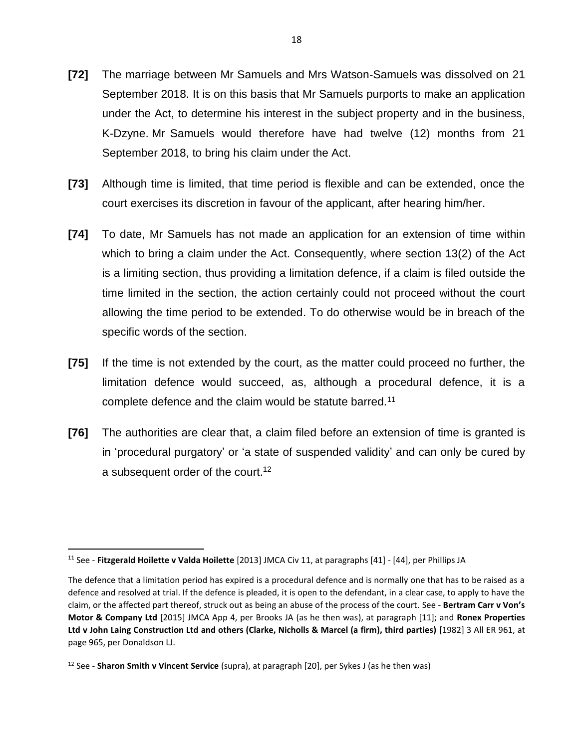**[72]** The marriage between Mr Samuels and Mrs Watson-Samuels was dissolved on 21 September 2018. It is on this basis that Mr Samuels purports to make an application under the Act, to determine his interest in the subject property and in the business, K-Dzyne. Mr Samuels would therefore have had twelve (12) months from 21 September 2018, to bring his claim under the Act.

**[73]** Although time is limited, that time period is flexible and can be extended, once the court exercises its discretion in favour of the applicant, after hearing him/her.

**[74]** To date, Mr Samuels has not made an application for an extension of time within which to bring a claim under the Act. Consequently, where section 13(2) of the Act is a limiting section, thus providing a limitation defence, if a claim is filed outside the time limited in the section, the action certainly could not proceed without the court allowing the time period to be extended. To do otherwise would be in breach of the specific words of the section.

**[75]** If the time is not extended by the court, as the matter could proceed no further, the limitation defence would succeed, as, although a procedural defence, it is a complete defence and the claim would be statute barred.[11]

**[76]** The authorities are clear that, a claim filed before an extension of time is granted is in 'procedural purgatory' or 'a state of suspended validity' and can only be cured by a subsequent order of the court.[12]

---

[11] See - **Fitzgerald Hoilette v Valda Hoilette** [2013] JMCA Civ 11, at paragraphs [41] - [44], per Phillips JA

The defence that a limitation period has expired is a procedural defence and is normally one that has to be raised as a defence and resolved at trial. If the defence is pleaded, it is open to the defendant, in a clear case, to apply to have the claim, or the affected part thereof, struck out as being an abuse of the process of the court. See - **Bertram Carr v Von's Motor & Company Ltd** [2015] JMCA App 4, per Brooks JA (as he then was), at paragraph [11]; and **Ronex Properties Ltd v John Laing Construction Ltd and others (Clarke, Nicholls & Marcel (a firm), third parties)** [1982] 3 All ER 961, at page 965, per Donaldson LJ.

[12] See - **Sharon Smith v Vincent Service** (supra), at paragraph [20], per Sykes J (as he then was)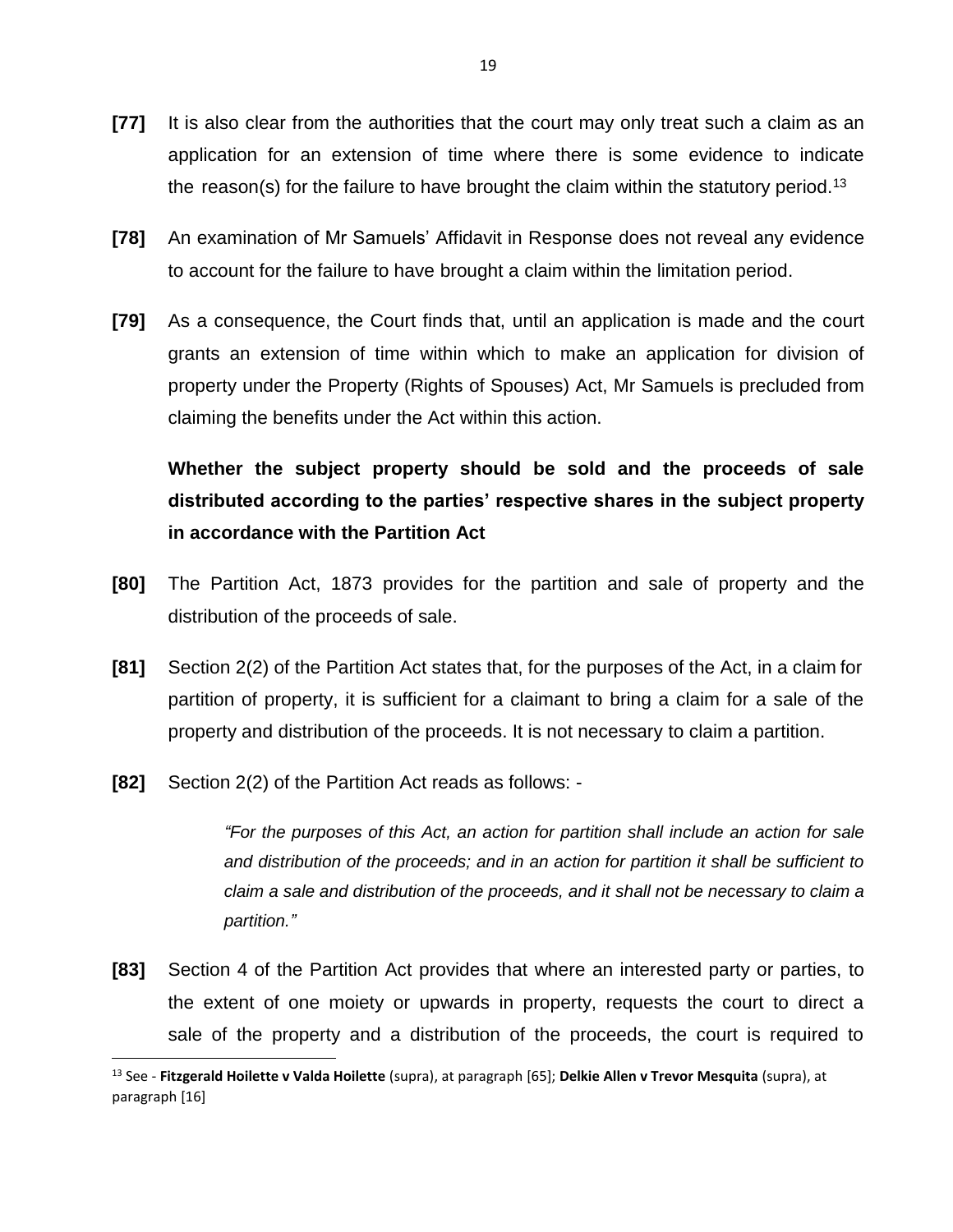**[77]** It is also clear from the authorities that the court may only treat such a claim as an application for an extension of time where there is some evidence to indicate the reason(s) for the failure to have brought the claim within the statutory period.[13]

**[78]** An examination of Mr Samuels' Affidavit in Response does not reveal any evidence to account for the failure to have brought a claim within the limitation period.

**[79]** As a consequence, the Court finds that, until an application is made and the court grants an extension of time within which to make an application for division of property under the Property (Rights of Spouses) Act, Mr Samuels is precluded from claiming the benefits under the Act within this action.

**Whether the subject property should be sold and the proceeds of sale distributed according to the parties' respective shares in the subject property in accordance with the Partition Act**

**[80]** The Partition Act, 1873 provides for the partition and sale of property and the distribution of the proceeds of sale.

**[81]** Section 2(2) of the Partition Act states that, for the purposes of the Act, in a claim for partition of property, it is sufficient for a claimant to bring a claim for a sale of the property and distribution of the proceeds. It is not necessary to claim a partition.

**[82]** Section 2(2) of the Partition Act reads as follows: -

> *"For the purposes of this Act, an action for partition shall include an action for sale and distribution of the proceeds; and in an action for partition it shall be sufficient to claim a sale and distribution of the proceeds, and it shall not be necessary to claim a partition."*

**[83]** Section 4 of the Partition Act provides that where an interested party or parties, to the extent of one moiety or upwards in property, requests the court to direct a sale of the property and a distribution of the proceeds, the court is required to

---

[13] See - **Fitzgerald Hoilette v Valda Hoilette** (supra), at paragraph [65]; **Delkie Allen v Trevor Mesquita** (supra), at paragraph [16]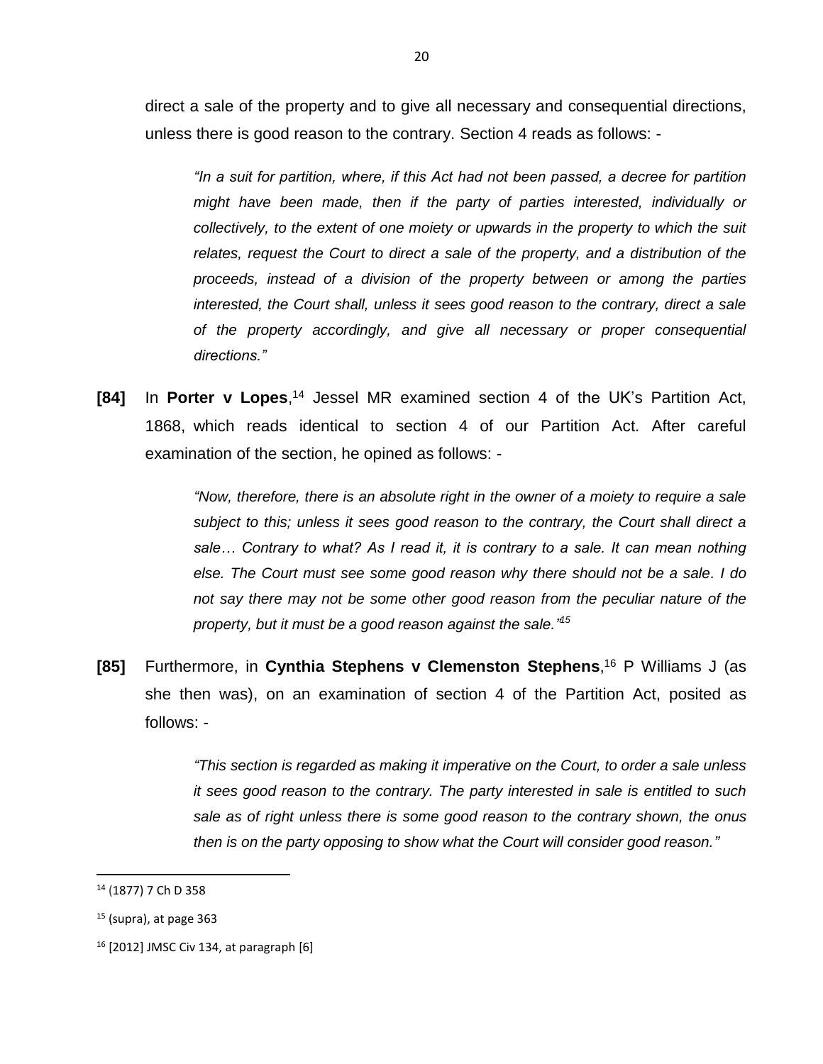direct a sale of the property and to give all necessary and consequential directions, unless there is good reason to the contrary. Section 4 reads as follows: -

> *"In a suit for partition, where, if this Act had not been passed, a decree for partition might have been made, then if the party of parties interested, individually or collectively, to the extent of one moiety or upwards in the property to which the suit relates, request the Court to direct a sale of the property, and a distribution of the proceeds, instead of a division of the property between or among the parties interested, the Court shall, unless it sees good reason to the contrary, direct a sale of the property accordingly, and give all necessary or proper consequential directions."*

**[84]** In **Porter v Lopes**,[14] Jessel MR examined section 4 of the UK's Partition Act, 1868, which reads identical to section 4 of our Partition Act. After careful examination of the section, he opined as follows: -

> *"Now, therefore, there is an absolute right in the owner of a moiety to require a sale subject to this; unless it sees good reason to the contrary, the Court shall direct a sale… Contrary to what? As I read it, it is contrary to a sale. It can mean nothing else. The Court must see some good reason why there should not be a sale. I do not say there may not be some other good reason from the peculiar nature of the property, but it must be a good reason against the sale."*[15]

**[85]** Furthermore, in **Cynthia Stephens v Clemenston Stephens**,[16] P Williams J (as she then was), on an examination of section 4 of the Partition Act, posited as follows: -

> *"This section is regarded as making it imperative on the Court, to order a sale unless it sees good reason to the contrary. The party interested in sale is entitled to such sale as of right unless there is some good reason to the contrary shown, the onus then is on the party opposing to show what the Court will consider good reason."*

---

[14] (1877) 7 Ch D 358

[15] (supra), at page 363

[16] [2012] JMSC Civ 134, at paragraph [6]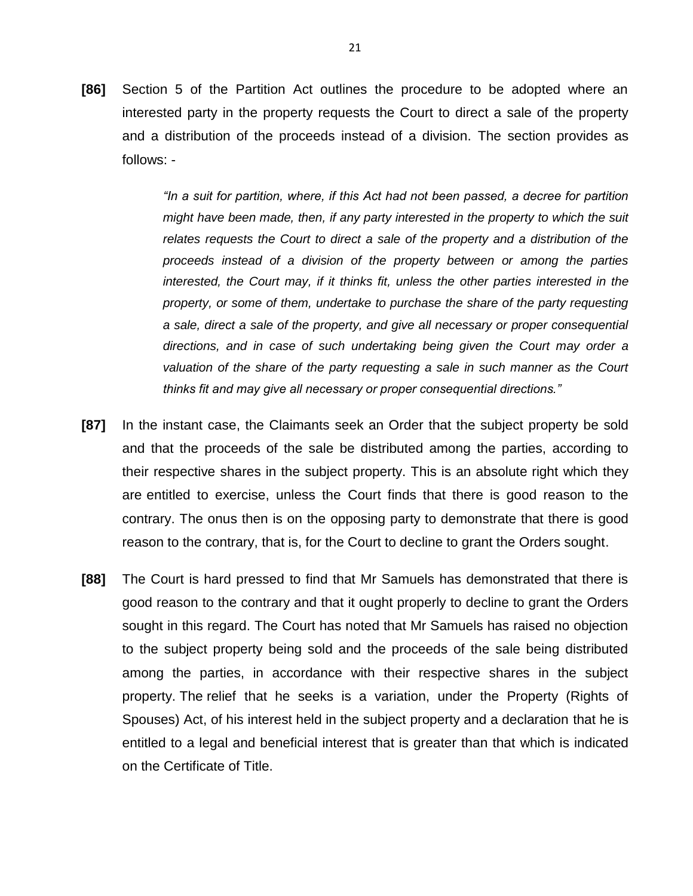**[86]** Section 5 of the Partition Act outlines the procedure to be adopted where an interested party in the property requests the Court to direct a sale of the property and a distribution of the proceeds instead of a division. The section provides as follows: -

> *"In a suit for partition, where, if this Act had not been passed, a decree for partition might have been made, then, if any party interested in the property to which the suit relates requests the Court to direct a sale of the property and a distribution of the proceeds instead of a division of the property between or among the parties interested, the Court may, if it thinks fit, unless the other parties interested in the property, or some of them, undertake to purchase the share of the party requesting a sale, direct a sale of the property, and give all necessary or proper consequential directions, and in case of such undertaking being given the Court may order a valuation of the share of the party requesting a sale in such manner as the Court thinks fit and may give all necessary or proper consequential directions."*

**[87]** In the instant case, the Claimants seek an Order that the subject property be sold and that the proceeds of the sale be distributed among the parties, according to their respective shares in the subject property. This is an absolute right which they are entitled to exercise, unless the Court finds that there is good reason to the contrary. The onus then is on the opposing party to demonstrate that there is good reason to the contrary, that is, for the Court to decline to grant the Orders sought.

**[88]** The Court is hard pressed to find that Mr Samuels has demonstrated that there is good reason to the contrary and that it ought properly to decline to grant the Orders sought in this regard. The Court has noted that Mr Samuels has raised no objection to the subject property being sold and the proceeds of the sale being distributed among the parties, in accordance with their respective shares in the subject property. The relief that he seeks is a variation, under the Property (Rights of Spouses) Act, of his interest held in the subject property and a declaration that he is entitled to a legal and beneficial interest that is greater than that which is indicated on the Certificate of Title.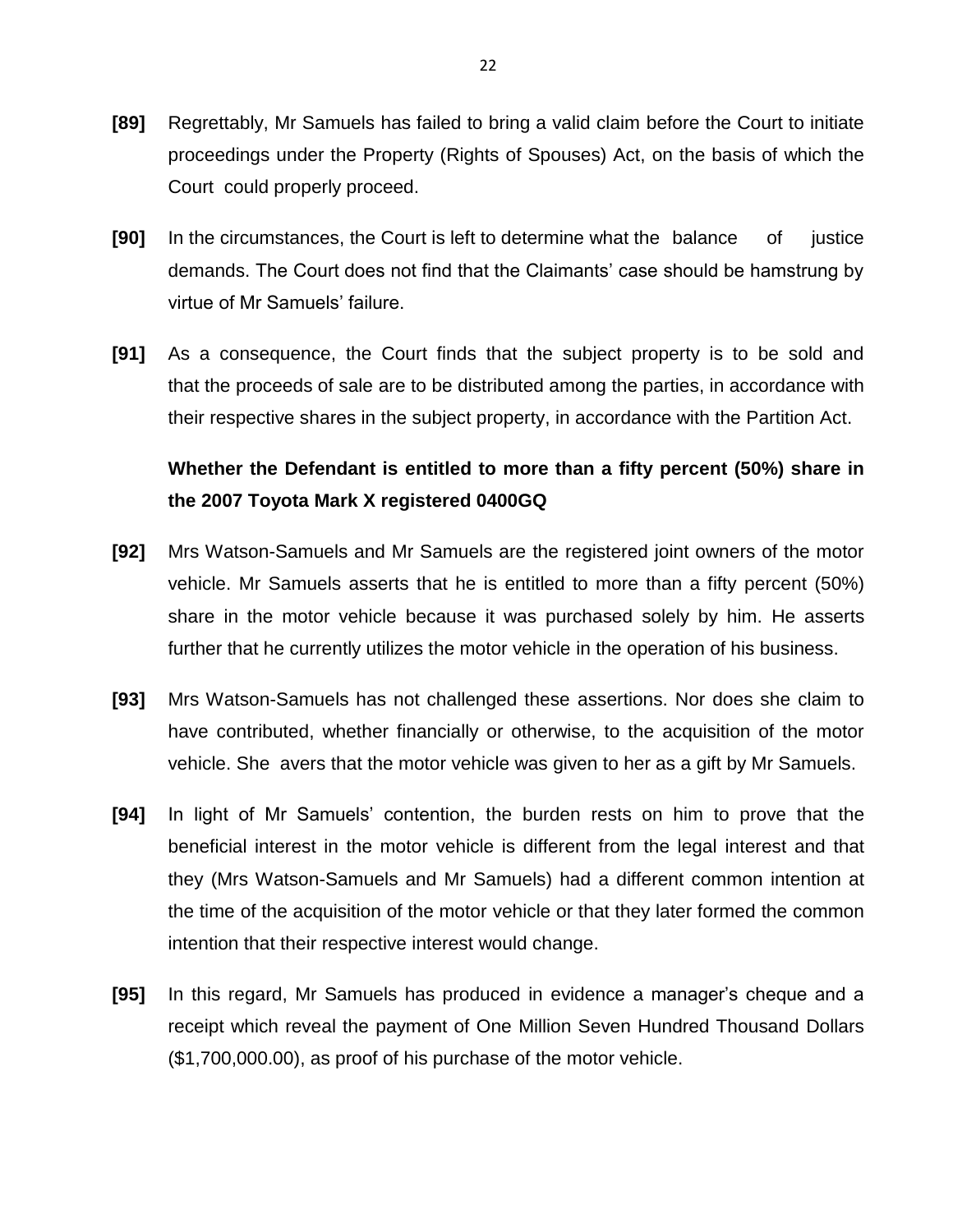**[89]** Regrettably, Mr Samuels has failed to bring a valid claim before the Court to initiate proceedings under the Property (Rights of Spouses) Act, on the basis of which the Court could properly proceed.

**[90]** In the circumstances, the Court is left to determine what the balance of justice demands. The Court does not find that the Claimants' case should be hamstrung by virtue of Mr Samuels' failure.

**[91]** As a consequence, the Court finds that the subject property is to be sold and that the proceeds of sale are to be distributed among the parties, in accordance with their respective shares in the subject property, in accordance with the Partition Act.

**Whether the Defendant is entitled to more than a fifty percent (50%) share in the 2007 Toyota Mark X registered 0400GQ**

**[92]** Mrs Watson-Samuels and Mr Samuels are the registered joint owners of the motor vehicle. Mr Samuels asserts that he is entitled to more than a fifty percent (50%) share in the motor vehicle because it was purchased solely by him. He asserts further that he currently utilizes the motor vehicle in the operation of his business.

**[93]** Mrs Watson-Samuels has not challenged these assertions. Nor does she claim to have contributed, whether financially or otherwise, to the acquisition of the motor vehicle. She avers that the motor vehicle was given to her as a gift by Mr Samuels.

**[94]** In light of Mr Samuels' contention, the burden rests on him to prove that the beneficial interest in the motor vehicle is different from the legal interest and that they (Mrs Watson-Samuels and Mr Samuels) had a different common intention at the time of the acquisition of the motor vehicle or that they later formed the common intention that their respective interest would change.

**[95]** In this regard, Mr Samuels has produced in evidence a manager's cheque and a receipt which reveal the payment of One Million Seven Hundred Thousand Dollars ($1,700,000.00), as proof of his purchase of the motor vehicle.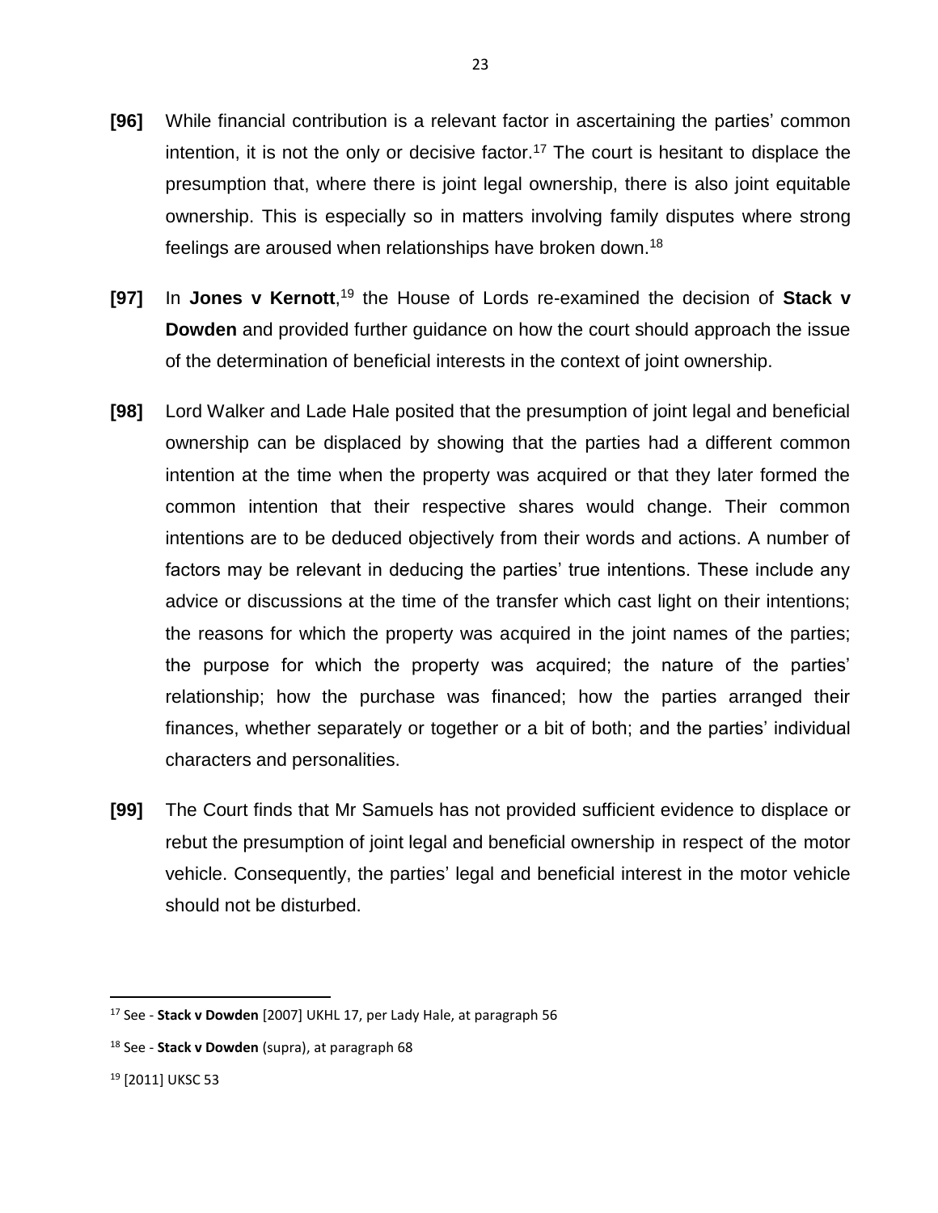**[96]** While financial contribution is a relevant factor in ascertaining the parties' common intention, it is not the only or decisive factor.[17] The court is hesitant to displace the presumption that, where there is joint legal ownership, there is also joint equitable ownership. This is especially so in matters involving family disputes where strong feelings are aroused when relationships have broken down.[18]

**[97]** In **Jones v Kernott**,[19] the House of Lords re-examined the decision of **Stack v Dowden** and provided further guidance on how the court should approach the issue of the determination of beneficial interests in the context of joint ownership.

**[98]** Lord Walker and Lade Hale posited that the presumption of joint legal and beneficial ownership can be displaced by showing that the parties had a different common intention at the time when the property was acquired or that they later formed the common intention that their respective shares would change. Their common intentions are to be deduced objectively from their words and actions. A number of factors may be relevant in deducing the parties' true intentions. These include any advice or discussions at the time of the transfer which cast light on their intentions; the reasons for which the property was acquired in the joint names of the parties; the purpose for which the property was acquired; the nature of the parties' relationship; how the purchase was financed; how the parties arranged their finances, whether separately or together or a bit of both; and the parties' individual characters and personalities.

**[99]** The Court finds that Mr Samuels has not provided sufficient evidence to displace or rebut the presumption of joint legal and beneficial ownership in respect of the motor vehicle. Consequently, the parties' legal and beneficial interest in the motor vehicle should not be disturbed.

---

[17] See - **Stack v Dowden** [2007] UKHL 17, per Lady Hale, at paragraph 56

[18] See - **Stack v Dowden** (supra), at paragraph 68

[19] [2011] UKSC 53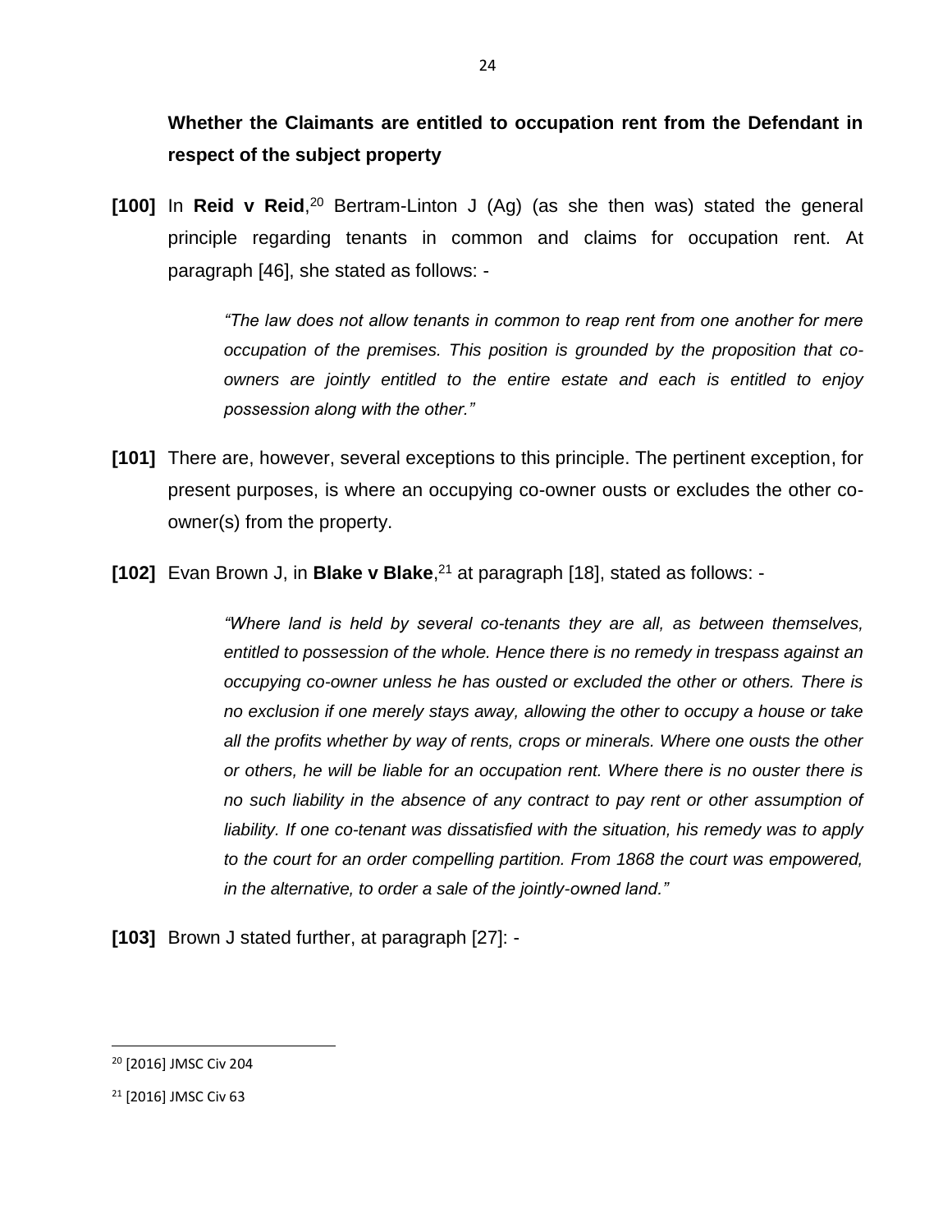**Whether the Claimants are entitled to occupation rent from the Defendant in respect of the subject property**

**[100]** In **Reid v Reid**,[20] Bertram-Linton J (Ag) (as she then was) stated the general principle regarding tenants in common and claims for occupation rent. At paragraph [46], she stated as follows: -

> *"The law does not allow tenants in common to reap rent from one another for mere occupation of the premises. This position is grounded by the proposition that co-owners are jointly entitled to the entire estate and each is entitled to enjoy possession along with the other."*

**[101]** There are, however, several exceptions to this principle. The pertinent exception, for present purposes, is where an occupying co-owner ousts or excludes the other co-owner(s) from the property.

**[102]** Evan Brown J, in **Blake v Blake**,[21] at paragraph [18], stated as follows: -

> *"Where land is held by several co-tenants they are all, as between themselves, entitled to possession of the whole. Hence there is no remedy in trespass against an occupying co-owner unless he has ousted or excluded the other or others. There is no exclusion if one merely stays away, allowing the other to occupy a house or take all the profits whether by way of rents, crops or minerals. Where one ousts the other or others, he will be liable for an occupation rent. Where there is no ouster there is no such liability in the absence of any contract to pay rent or other assumption of liability. If one co-tenant was dissatisfied with the situation, his remedy was to apply to the court for an order compelling partition. From 1868 the court was empowered, in the alternative, to order a sale of the jointly-owned land."*

**[103]** Brown J stated further, at paragraph [27]: -

---

[20] [2016] JMSC Civ 204

[21] [2016] JMSC Civ 63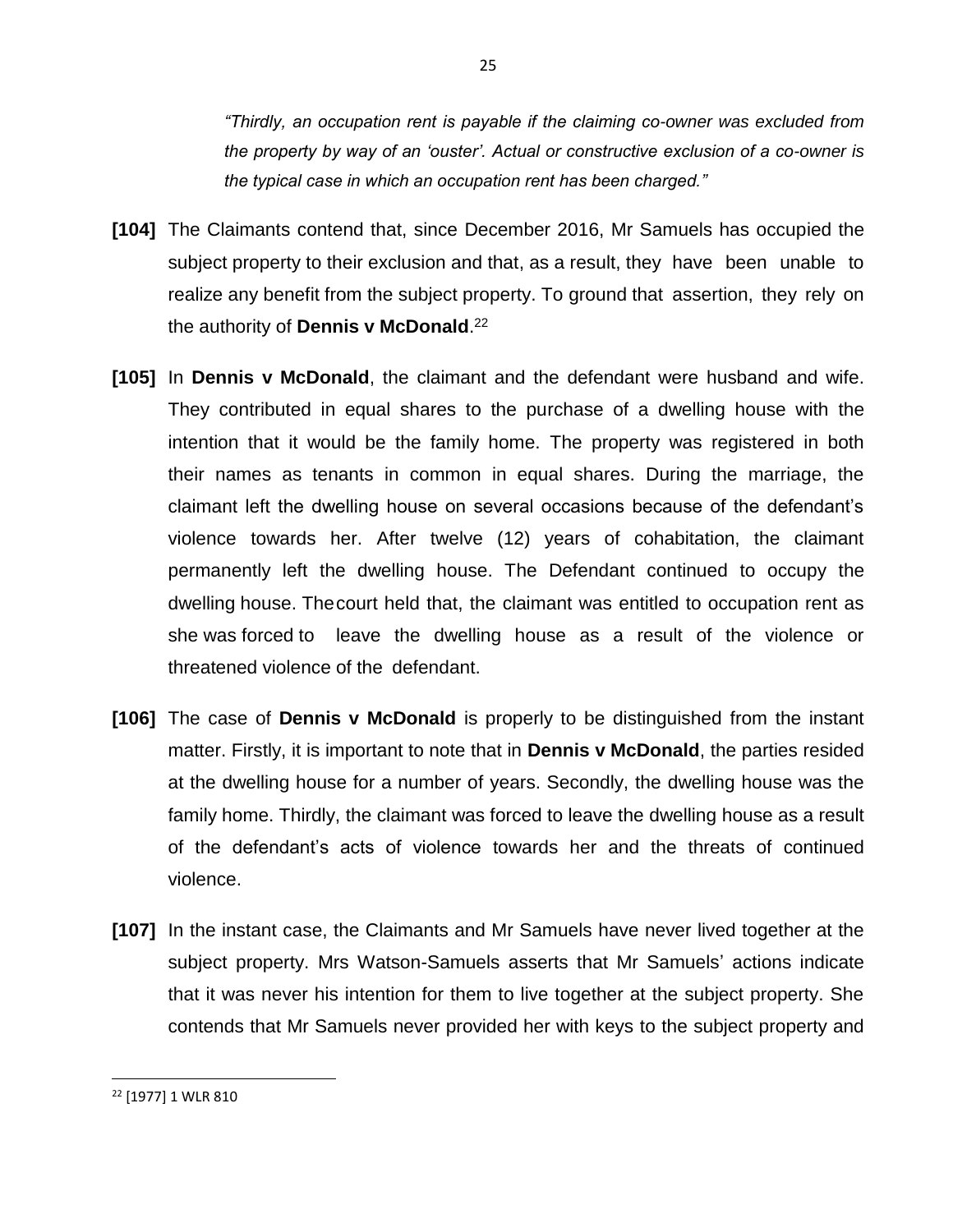*"Thirdly, an occupation rent is payable if the claiming co-owner was excluded from the property by way of an 'ouster'. Actual or constructive exclusion of a co-owner is the typical case in which an occupation rent has been charged."*

**[104]** The Claimants contend that, since December 2016, Mr Samuels has occupied the subject property to their exclusion and that, as a result, they have been unable to realize any benefit from the subject property. To ground that assertion, they rely on the authority of **Dennis v McDonald**.[22]

**[105]** In **Dennis v McDonald**, the claimant and the defendant were husband and wife. They contributed in equal shares to the purchase of a dwelling house with the intention that it would be the family home. The property was registered in both their names as tenants in common in equal shares. During the marriage, the claimant left the dwelling house on several occasions because of the defendant's violence towards her. After twelve (12) years of cohabitation, the claimant permanently left the dwelling house. The Defendant continued to occupy the dwelling house. Thecourt held that, the claimant was entitled to occupation rent as she was forced to leave the dwelling house as a result of the violence or threatened violence of the defendant.

**[106]** The case of **Dennis v McDonald** is properly to be distinguished from the instant matter. Firstly, it is important to note that in **Dennis v McDonald**, the parties resided at the dwelling house for a number of years. Secondly, the dwelling house was the family home. Thirdly, the claimant was forced to leave the dwelling house as a result of the defendant's acts of violence towards her and the threats of continued violence.

**[107]** In the instant case, the Claimants and Mr Samuels have never lived together at the subject property. Mrs Watson-Samuels asserts that Mr Samuels' actions indicate that it was never his intention for them to live together at the subject property. She contends that Mr Samuels never provided her with keys to the subject property and

---

[22] [1977] 1 WLR 810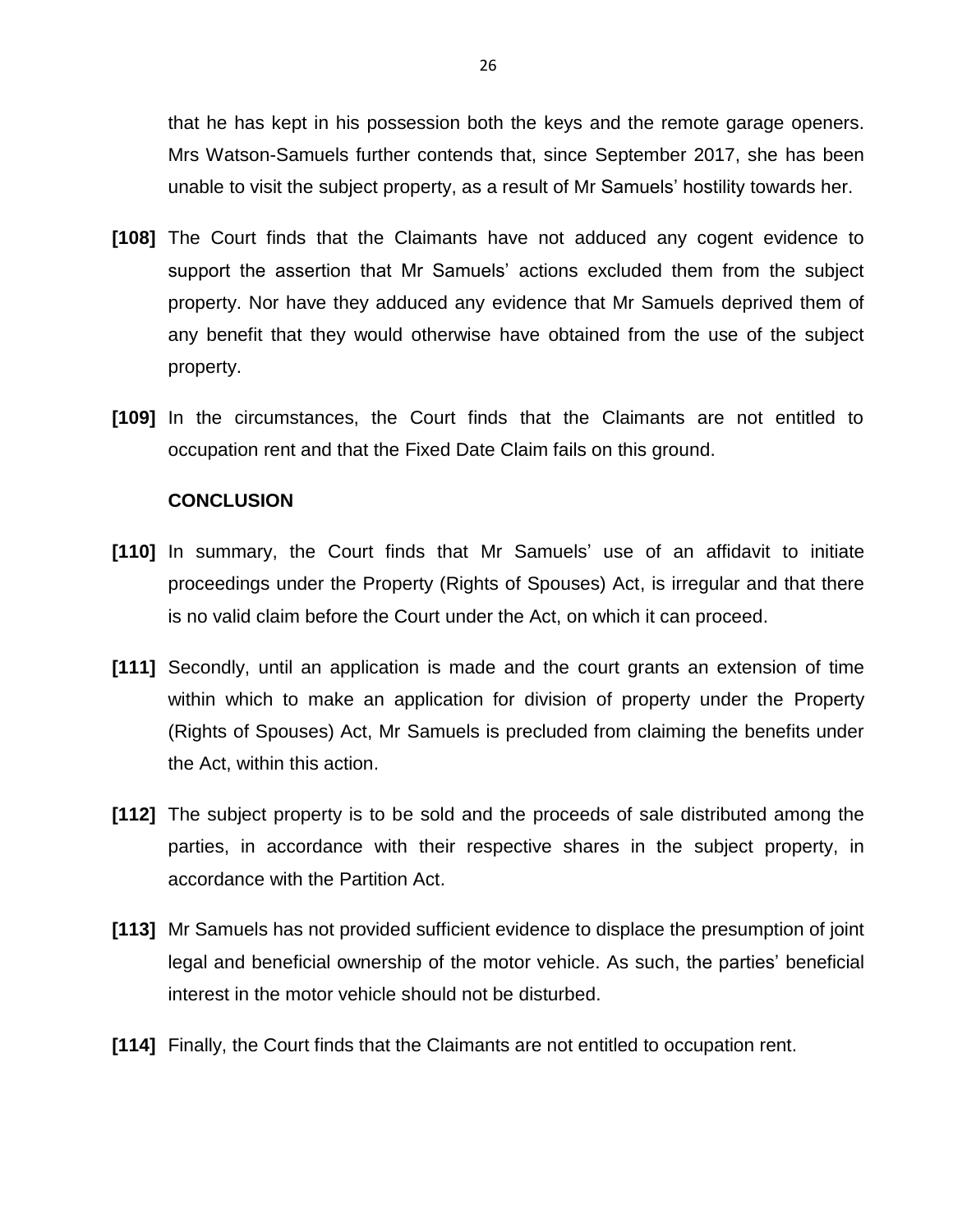that he has kept in his possession both the keys and the remote garage openers. Mrs Watson-Samuels further contends that, since September 2017, she has been unable to visit the subject property, as a result of Mr Samuels' hostility towards her.

**[108]** The Court finds that the Claimants have not adduced any cogent evidence to support the assertion that Mr Samuels' actions excluded them from the subject property. Nor have they adduced any evidence that Mr Samuels deprived them of any benefit that they would otherwise have obtained from the use of the subject property.

**[109]** In the circumstances, the Court finds that the Claimants are not entitled to occupation rent and that the Fixed Date Claim fails on this ground.

**CONCLUSION**

**[110]** In summary, the Court finds that Mr Samuels' use of an affidavit to initiate proceedings under the Property (Rights of Spouses) Act, is irregular and that there is no valid claim before the Court under the Act, on which it can proceed.

**[111]** Secondly, until an application is made and the court grants an extension of time within which to make an application for division of property under the Property (Rights of Spouses) Act, Mr Samuels is precluded from claiming the benefits under the Act, within this action.

**[112]** The subject property is to be sold and the proceeds of sale distributed among the parties, in accordance with their respective shares in the subject property, in accordance with the Partition Act.

**[113]** Mr Samuels has not provided sufficient evidence to displace the presumption of joint legal and beneficial ownership of the motor vehicle. As such, the parties' beneficial interest in the motor vehicle should not be disturbed.

**[114]** Finally, the Court finds that the Claimants are not entitled to occupation rent.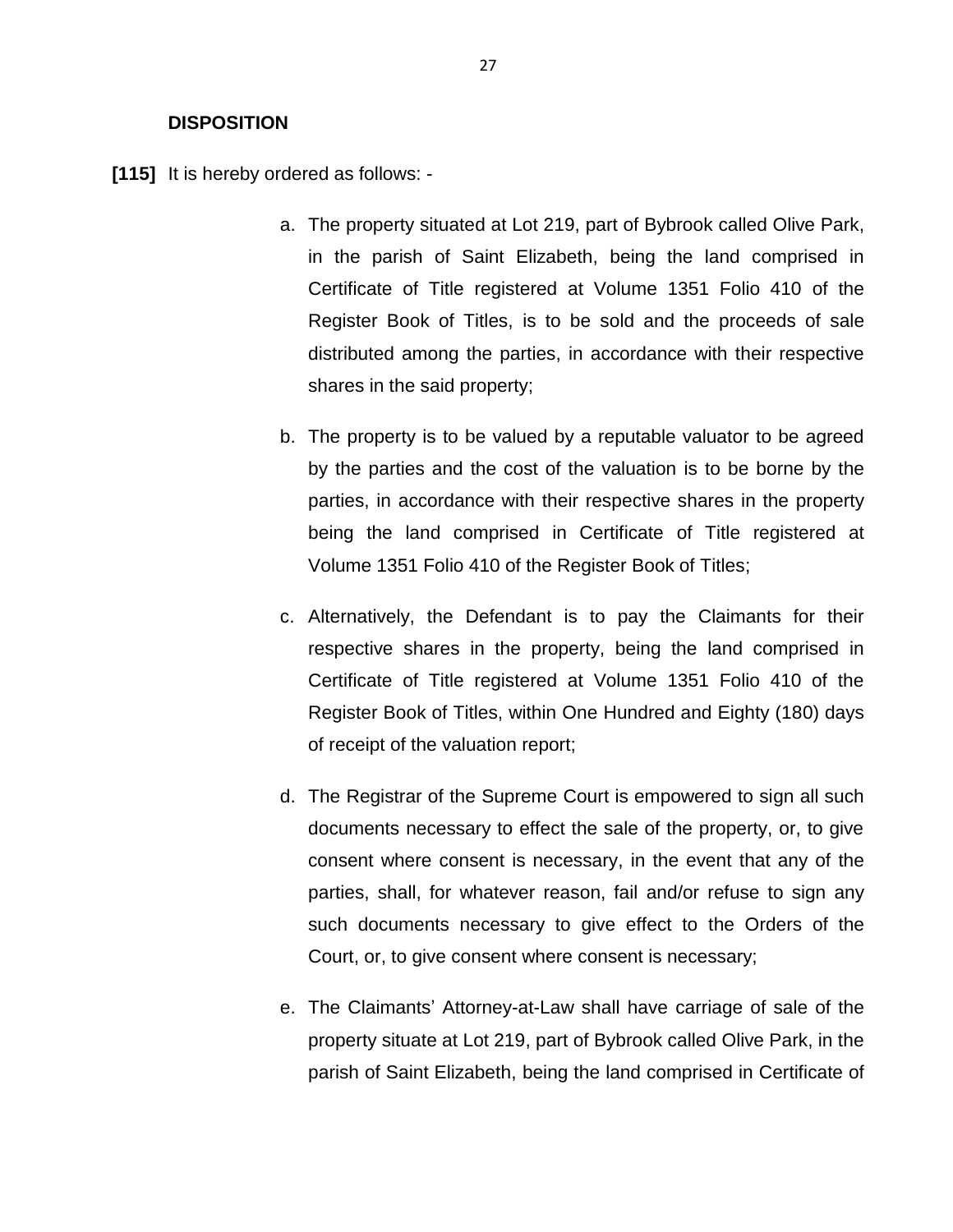**DISPOSITION**

**[115]** It is hereby ordered as follows: -

a. The property situated at Lot 219, part of Bybrook called Olive Park, in the parish of Saint Elizabeth, being the land comprised in Certificate of Title registered at Volume 1351 Folio 410 of the Register Book of Titles, is to be sold and the proceeds of sale distributed among the parties, in accordance with their respective shares in the said property;

b. The property is to be valued by a reputable valuator to be agreed by the parties and the cost of the valuation is to be borne by the parties, in accordance with their respective shares in the property being the land comprised in Certificate of Title registered at Volume 1351 Folio 410 of the Register Book of Titles;

c. Alternatively, the Defendant is to pay the Claimants for their respective shares in the property, being the land comprised in Certificate of Title registered at Volume 1351 Folio 410 of the Register Book of Titles, within One Hundred and Eighty (180) days of receipt of the valuation report;

d. The Registrar of the Supreme Court is empowered to sign all such documents necessary to effect the sale of the property, or, to give consent where consent is necessary, in the event that any of the parties, shall, for whatever reason, fail and/or refuse to sign any such documents necessary to give effect to the Orders of the Court, or, to give consent where consent is necessary;

e. The Claimants' Attorney-at-Law shall have carriage of sale of the property situate at Lot 219, part of Bybrook called Olive Park, in the parish of Saint Elizabeth, being the land comprised in Certificate of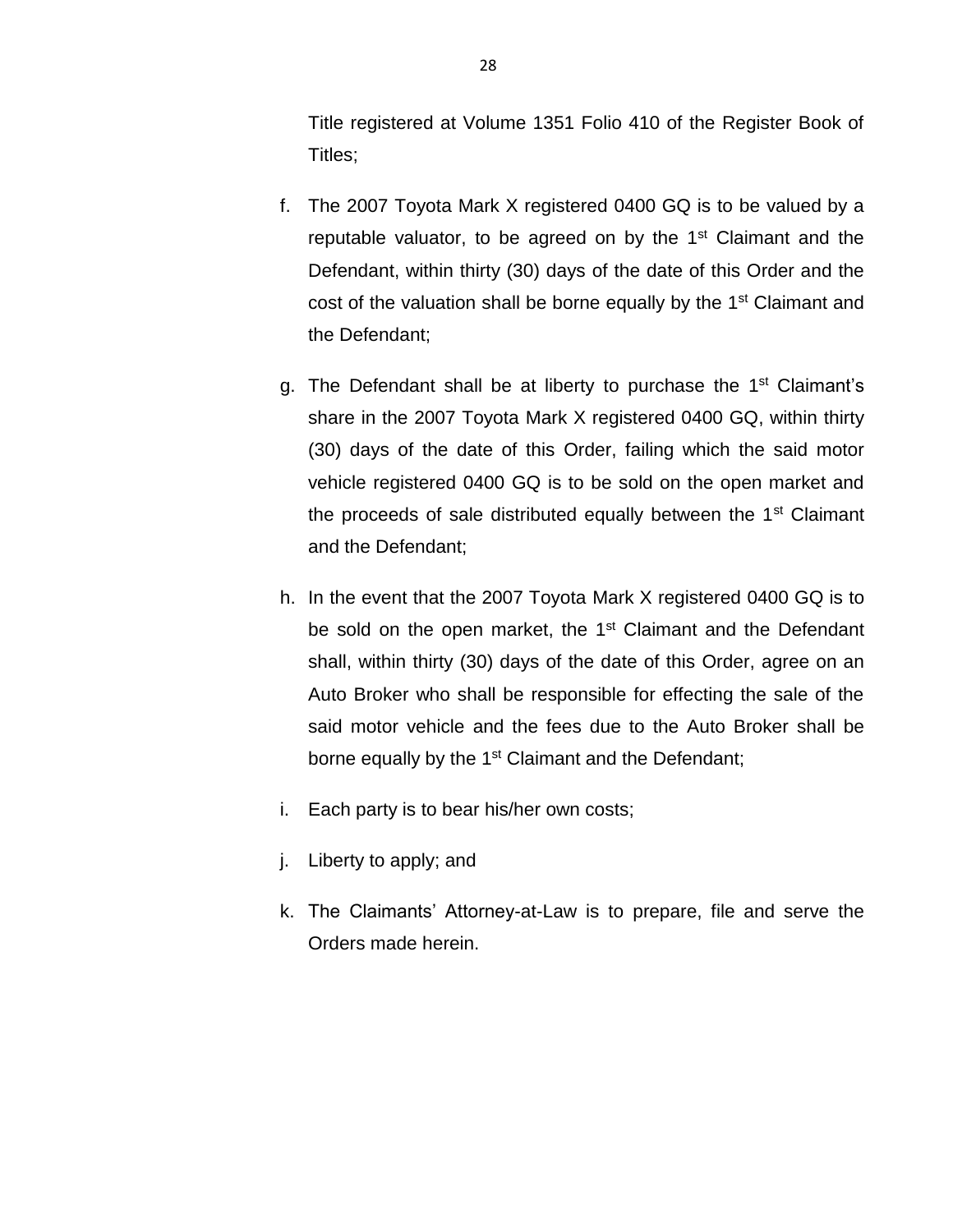Title registered at Volume 1351 Folio 410 of the Register Book of Titles;

f. The 2007 Toyota Mark X registered 0400 GQ is to be valued by a reputable valuator, to be agreed on by the 1st Claimant and the Defendant, within thirty (30) days of the date of this Order and the cost of the valuation shall be borne equally by the 1st Claimant and the Defendant;

g. The Defendant shall be at liberty to purchase the 1st Claimant's share in the 2007 Toyota Mark X registered 0400 GQ, within thirty (30) days of the date of this Order, failing which the said motor vehicle registered 0400 GQ is to be sold on the open market and the proceeds of sale distributed equally between the 1st Claimant and the Defendant;

h. In the event that the 2007 Toyota Mark X registered 0400 GQ is to be sold on the open market, the 1st Claimant and the Defendant shall, within thirty (30) days of the date of this Order, agree on an Auto Broker who shall be responsible for effecting the sale of the said motor vehicle and the fees due to the Auto Broker shall be borne equally by the 1st Claimant and the Defendant;

i. Each party is to bear his/her own costs;

j. Liberty to apply; and

k. The Claimants' Attorney-at-Law is to prepare, file and serve the Orders made herein.